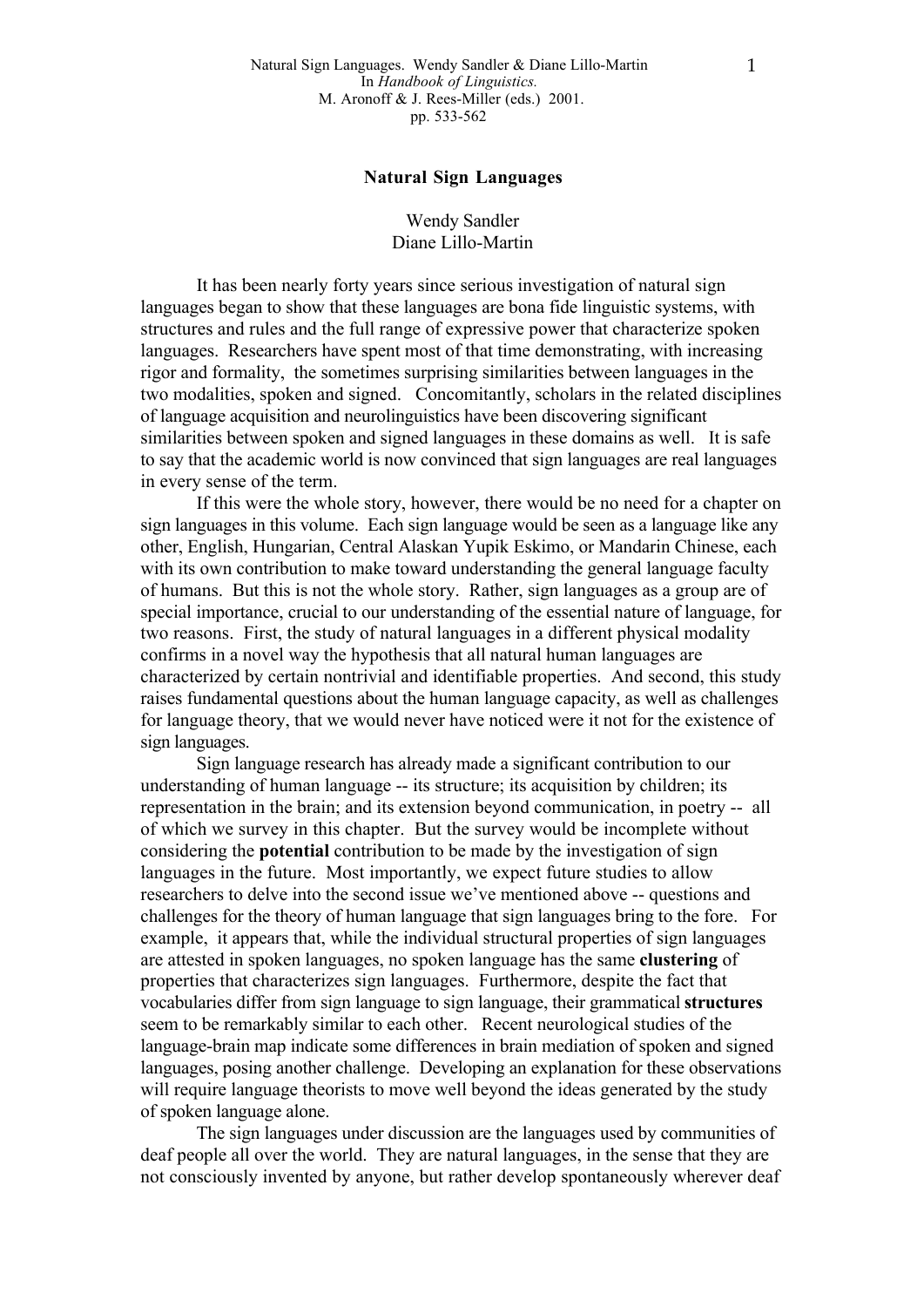Natural Sign Languages. Wendy Sandler & Diane Lillo-Martin
In *Handbook of Linguistics.*
M. Aronoff & J. Rees-Miller (eds.) 2001.
pp. 533-562

# Natural Sign Languages

Wendy Sandler
Diane Lillo-Martin

It has been nearly forty years since serious investigation of natural sign languages began to show that these languages are bona fide linguistic systems, with structures and rules and the full range of expressive power that characterize spoken languages. Researchers have spent most of that time demonstrating, with increasing rigor and formality, the sometimes surprising similarities between languages in the two modalities, spoken and signed. Concomitantly, scholars in the related disciplines of language acquisition and neurolinguistics have been discovering significant similarities between spoken and signed languages in these domains as well. It is safe to say that the academic world is now convinced that sign languages are real languages in every sense of the term.

If this were the whole story, however, there would be no need for a chapter on sign languages in this volume. Each sign language would be seen as a language like any other, English, Hungarian, Central Alaskan Yupik Eskimo, or Mandarin Chinese, each with its own contribution to make toward understanding the general language faculty of humans. But this is not the whole story. Rather, sign languages as a group are of special importance, crucial to our understanding of the essential nature of language, for two reasons. First, the study of natural languages in a different physical modality confirms in a novel way the hypothesis that all natural human languages are characterized by certain nontrivial and identifiable properties. And second, this study raises fundamental questions about the human language capacity, as well as challenges for language theory, that we would never have noticed were it not for the existence of sign languages.

Sign language research has already made a significant contribution to our understanding of human language -- its structure; its acquisition by children; its representation in the brain; and its extension beyond communication, in poetry -- all of which we survey in this chapter. But the survey would be incomplete without considering the **potential** contribution to be made by the investigation of sign languages in the future. Most importantly, we expect future studies to allow researchers to delve into the second issue we've mentioned above -- questions and challenges for the theory of human language that sign languages bring to the fore. For example, it appears that, while the individual structural properties of sign languages are attested in spoken languages, no spoken language has the same **clustering** of properties that characterizes sign languages. Furthermore, despite the fact that vocabularies differ from sign language to sign language, their grammatical **structures** seem to be remarkably similar to each other. Recent neurological studies of the language-brain map indicate some differences in brain mediation of spoken and signed languages, posing another challenge. Developing an explanation for these observations will require language theorists to move well beyond the ideas generated by the study of spoken language alone.

The sign languages under discussion are the languages used by communities of deaf people all over the world. They are natural languages, in the sense that they are not consciously invented by anyone, but rather develop spontaneously wherever deaf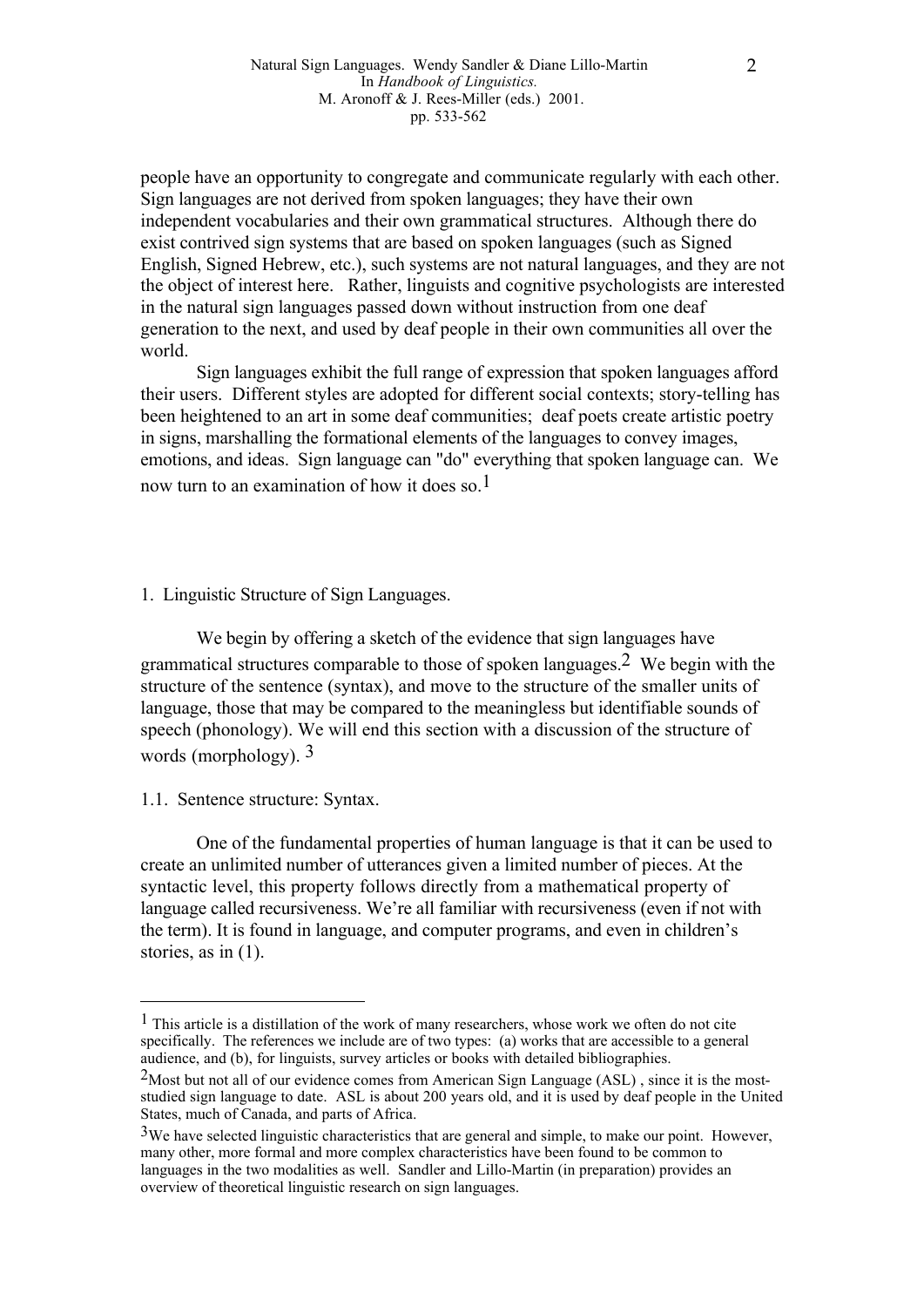people have an opportunity to congregate and communicate regularly with each other. Sign languages are not derived from spoken languages; they have their own independent vocabularies and their own grammatical structures. Although there do exist contrived sign systems that are based on spoken languages (such as Signed English, Signed Hebrew, etc.), such systems are not natural languages, and they are not the object of interest here. Rather, linguists and cognitive psychologists are interested in the natural sign languages passed down without instruction from one deaf generation to the next, and used by deaf people in their own communities all over the world.

Sign languages exhibit the full range of expression that spoken languages afford their users. Different styles are adopted for different social contexts; story-telling has been heightened to an art in some deaf communities; deaf poets create artistic poetry in signs, marshalling the formational elements of the languages to convey images, emotions, and ideas. Sign language can "do" everything that spoken language can. We now turn to an examination of how it does so.[1]

## 1. Linguistic Structure of Sign Languages.

We begin by offering a sketch of the evidence that sign languages have grammatical structures comparable to those of spoken languages.[2] We begin with the structure of the sentence (syntax), and move to the structure of the smaller units of language, those that may be compared to the meaningless but identifiable sounds of speech (phonology). We will end this section with a discussion of the structure of words (morphology). [3]

### 1.1. Sentence structure: Syntax.

One of the fundamental properties of human language is that it can be used to create an unlimited number of utterances given a limited number of pieces. At the syntactic level, this property follows directly from a mathematical property of language called recursiveness. We're all familiar with recursiveness (even if not with the term). It is found in language, and computer programs, and even in children's stories, as in (1).

---

[1] This article is a distillation of the work of many researchers, whose work we often do not cite specifically. The references we include are of two types: (a) works that are accessible to a general audience, and (b), for linguists, survey articles or books with detailed bibliographies.

[2] Most but not all of our evidence comes from American Sign Language (ASL) , since it is the most-studied sign language to date. ASL is about 200 years old, and it is used by deaf people in the United States, much of Canada, and parts of Africa.

[3] We have selected linguistic characteristics that are general and simple, to make our point. However, many other, more formal and more complex characteristics have been found to be common to languages in the two modalities as well. Sandler and Lillo-Martin (in preparation) provides an overview of theoretical linguistic research on sign languages.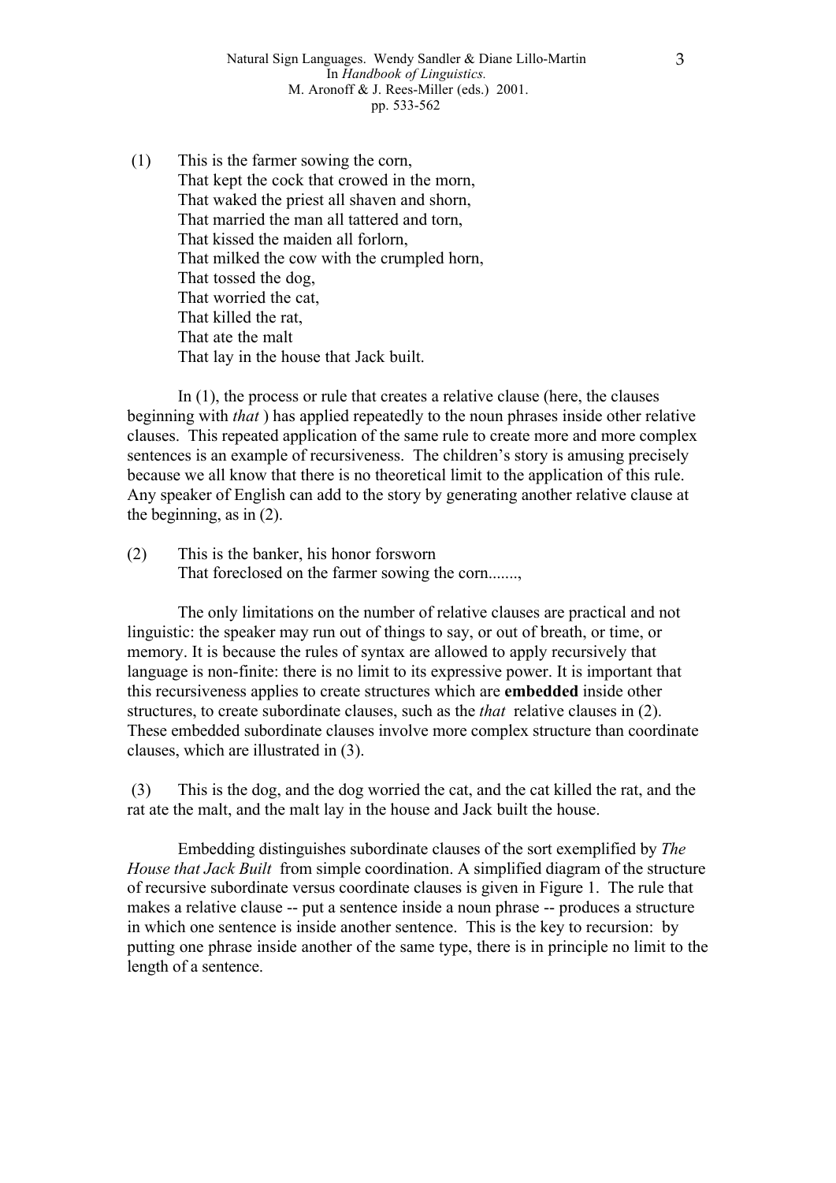(1) This is the farmer sowing the corn,  
That kept the cock that crowed in the morn,  
That waked the priest all shaven and shorn,  
That married the man all tattered and torn,  
That kissed the maiden all forlorn,  
That milked the cow with the crumpled horn,  
That tossed the dog,  
That worried the cat,  
That killed the rat,  
That ate the malt  
That lay in the house that Jack built.

In (1), the process or rule that creates a relative clause (here, the clauses beginning with *that* ) has applied repeatedly to the noun phrases inside other relative clauses. This repeated application of the same rule to create more and more complex sentences is an example of recursiveness. The children's story is amusing precisely because we all know that there is no theoretical limit to the application of this rule. Any speaker of English can add to the story by generating another relative clause at the beginning, as in (2).

(2) This is the banker, his honor forsworn  
That foreclosed on the farmer sowing the corn.......,

The only limitations on the number of relative clauses are practical and not linguistic: the speaker may run out of things to say, or out of breath, or time, or memory. It is because the rules of syntax are allowed to apply recursively that language is non-finite: there is no limit to its expressive power. It is important that this recursiveness applies to create structures which are **embedded** inside other structures, to create subordinate clauses, such as the *that* relative clauses in (2). These embedded subordinate clauses involve more complex structure than coordinate clauses, which are illustrated in (3).

(3) This is the dog, and the dog worried the cat, and the cat killed the rat, and the rat ate the malt, and the malt lay in the house and Jack built the house.

Embedding distinguishes subordinate clauses of the sort exemplified by *The House that Jack Built* from simple coordination. A simplified diagram of the structure of recursive subordinate versus coordinate clauses is given in Figure 1. The rule that makes a relative clause -- put a sentence inside a noun phrase -- produces a structure in which one sentence is inside another sentence. This is the key to recursion: by putting one phrase inside another of the same type, there is in principle no limit to the length of a sentence.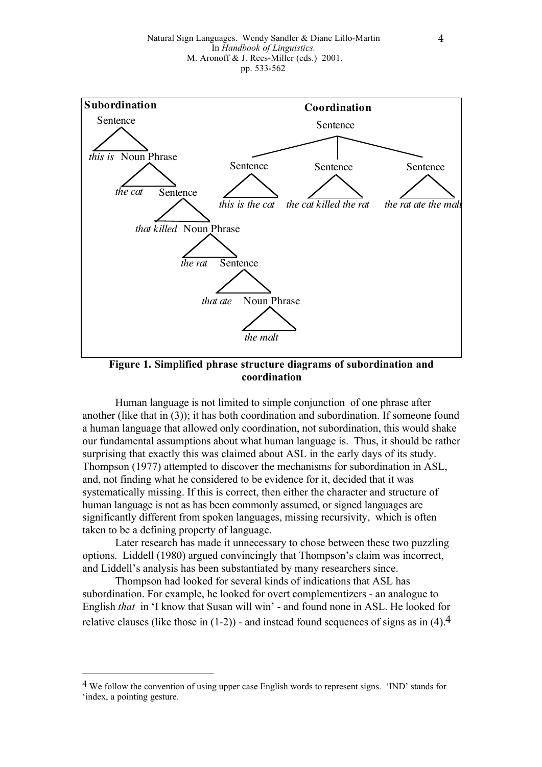**Subordination**

Sentence
- *this is* Noun Phrase
  - *the cat* Sentence
    - *that killed* Noun Phrase
      - *the rat* Sentence
        - *that ate* Noun Phrase
          - *the malt*

**Coordination**

Sentence
- Sentence: *this is the cat*
- Sentence: *the cat killed the rat*
- Sentence: *the rat ate the malt*

**Figure 1. Simplified phrase structure diagrams of subordination and coordination**

Human language is not limited to simple conjunction of one phrase after another (like that in (3)); it has both coordination and subordination. If someone found a human language that allowed only coordination, not subordination, this would shake our fundamental assumptions about what human language is. Thus, it should be rather surprising that exactly this was claimed about ASL in the early days of its study. Thompson (1977) attempted to discover the mechanisms for subordination in ASL, and, not finding what he considered to be evidence for it, decided that it was systematically missing. If this is correct, then either the character and structure of human language is not as has been commonly assumed, or signed languages are significantly different from spoken languages, missing recursivity, which is often taken to be a defining property of language.

Later research has made it unnecessary to chose between these two puzzling options. Liddell (1980) argued convincingly that Thompson's claim was incorrect, and Liddell's analysis has been substantiated by many researchers since.

Thompson had looked for several kinds of indications that ASL has subordination. For example, he looked for overt complementizers - an analogue to English *that* in 'I know that Susan will win' - and found none in ASL. He looked for relative clauses (like those in (1-2)) - and instead found sequences of signs as in (4).[4]

[4] We follow the convention of using upper case English words to represent signs. 'IND' stands for 'index, a pointing gesture.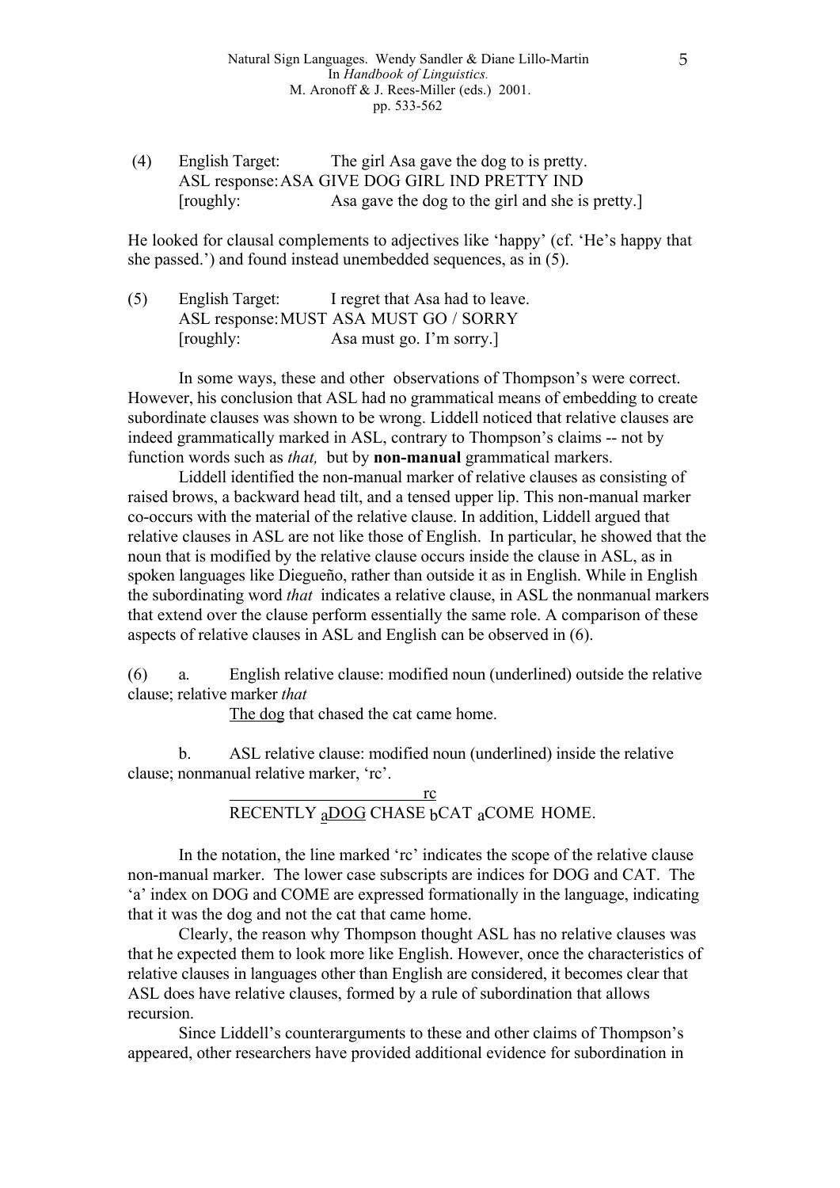(4) English Target: The girl Asa gave the dog to is pretty.
ASL response: ASA GIVE DOG GIRL IND PRETTY IND
[roughly: Asa gave the dog to the girl and she is pretty.]

He looked for clausal complements to adjectives like 'happy' (cf. 'He's happy that she passed.') and found instead unembedded sequences, as in (5).

(5) English Target: I regret that Asa had to leave.
ASL response: MUST ASA MUST GO / SORRY
[roughly: Asa must go. I'm sorry.]

In some ways, these and other observations of Thompson's were correct. However, his conclusion that ASL had no grammatical means of embedding to create subordinate clauses was shown to be wrong. Liddell noticed that relative clauses are indeed grammatically marked in ASL, contrary to Thompson's claims -- not by function words such as *that,* but by **non-manual** grammatical markers.

Liddell identified the non-manual marker of relative clauses as consisting of raised brows, a backward head tilt, and a tensed upper lip. This non-manual marker co-occurs with the material of the relative clause. In addition, Liddell argued that relative clauses in ASL are not like those of English. In particular, he showed that the noun that is modified by the relative clause occurs inside the clause in ASL, as in spoken languages like Diegueño, rather than outside it as in English. While in English the subordinating word *that* indicates a relative clause, in ASL the nonmanual markers that extend over the clause perform essentially the same role. A comparison of these aspects of relative clauses in ASL and English can be observed in (6).

(6) a. English relative clause: modified noun (underlined) outside the relative clause; relative marker *that*

<u>The dog</u> that chased the cat came home.

b. ASL relative clause: modified noun (underlined) inside the relative clause; nonmanual relative marker, 'rc'.

```
________________________rc
RECENTLY aDOG CHASE bCAT aCOME HOME.
```

(with DOG underlined)

In the notation, the line marked 'rc' indicates the scope of the relative clause non-manual marker. The lower case subscripts are indices for DOG and CAT. The 'a' index on DOG and COME are expressed formationally in the language, indicating that it was the dog and not the cat that came home.

Clearly, the reason why Thompson thought ASL has no relative clauses was that he expected them to look more like English. However, once the characteristics of relative clauses in languages other than English are considered, it becomes clear that ASL does have relative clauses, formed by a rule of subordination that allows recursion.

Since Liddell's counterarguments to these and other claims of Thompson's appeared, other researchers have provided additional evidence for subordination in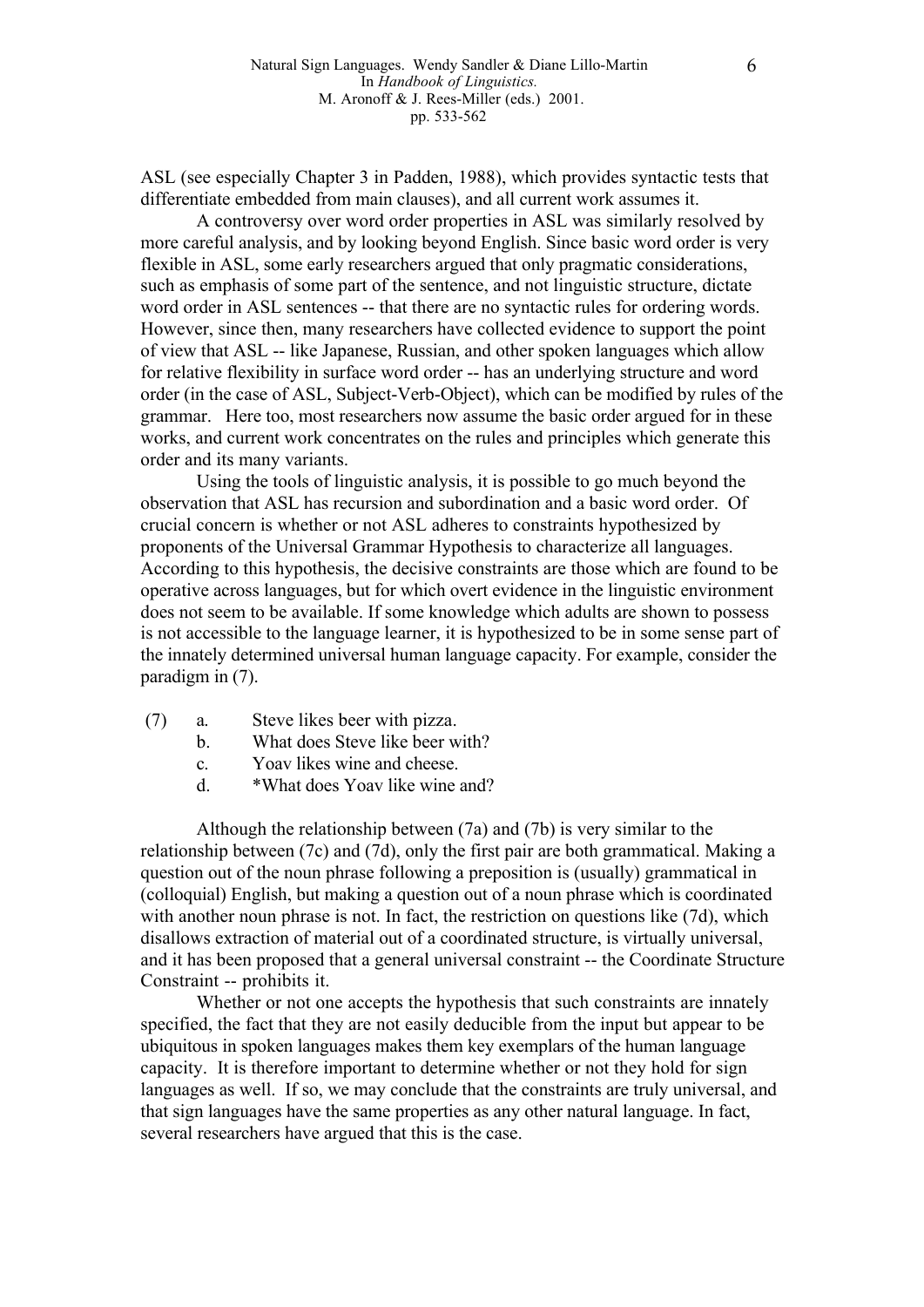ASL (see especially Chapter 3 in Padden, 1988), which provides syntactic tests that differentiate embedded from main clauses), and all current work assumes it.

A controversy over word order properties in ASL was similarly resolved by more careful analysis, and by looking beyond English. Since basic word order is very flexible in ASL, some early researchers argued that only pragmatic considerations, such as emphasis of some part of the sentence, and not linguistic structure, dictate word order in ASL sentences -- that there are no syntactic rules for ordering words. However, since then, many researchers have collected evidence to support the point of view that ASL -- like Japanese, Russian, and other spoken languages which allow for relative flexibility in surface word order -- has an underlying structure and word order (in the case of ASL, Subject-Verb-Object), which can be modified by rules of the grammar. Here too, most researchers now assume the basic order argued for in these works, and current work concentrates on the rules and principles which generate this order and its many variants.

Using the tools of linguistic analysis, it is possible to go much beyond the observation that ASL has recursion and subordination and a basic word order. Of crucial concern is whether or not ASL adheres to constraints hypothesized by proponents of the Universal Grammar Hypothesis to characterize all languages. According to this hypothesis, the decisive constraints are those which are found to be operative across languages, but for which overt evidence in the linguistic environment does not seem to be available. If some knowledge which adults are shown to possess is not accessible to the language learner, it is hypothesized to be in some sense part of the innately determined universal human language capacity. For example, consider the paradigm in (7).

(7)
a. Steve likes beer with pizza.
b. What does Steve like beer with?
c. Yoav likes wine and cheese.
d. *What does Yoav like wine and?

Although the relationship between (7a) and (7b) is very similar to the relationship between (7c) and (7d), only the first pair are both grammatical. Making a question out of the noun phrase following a preposition is (usually) grammatical in (colloquial) English, but making a question out of a noun phrase which is coordinated with another noun phrase is not. In fact, the restriction on questions like (7d), which disallows extraction of material out of a coordinated structure, is virtually universal, and it has been proposed that a general universal constraint -- the Coordinate Structure Constraint -- prohibits it.

Whether or not one accepts the hypothesis that such constraints are innately specified, the fact that they are not easily deducible from the input but appear to be ubiquitous in spoken languages makes them key exemplars of the human language capacity. It is therefore important to determine whether or not they hold for sign languages as well. If so, we may conclude that the constraints are truly universal, and that sign languages have the same properties as any other natural language. In fact, several researchers have argued that this is the case.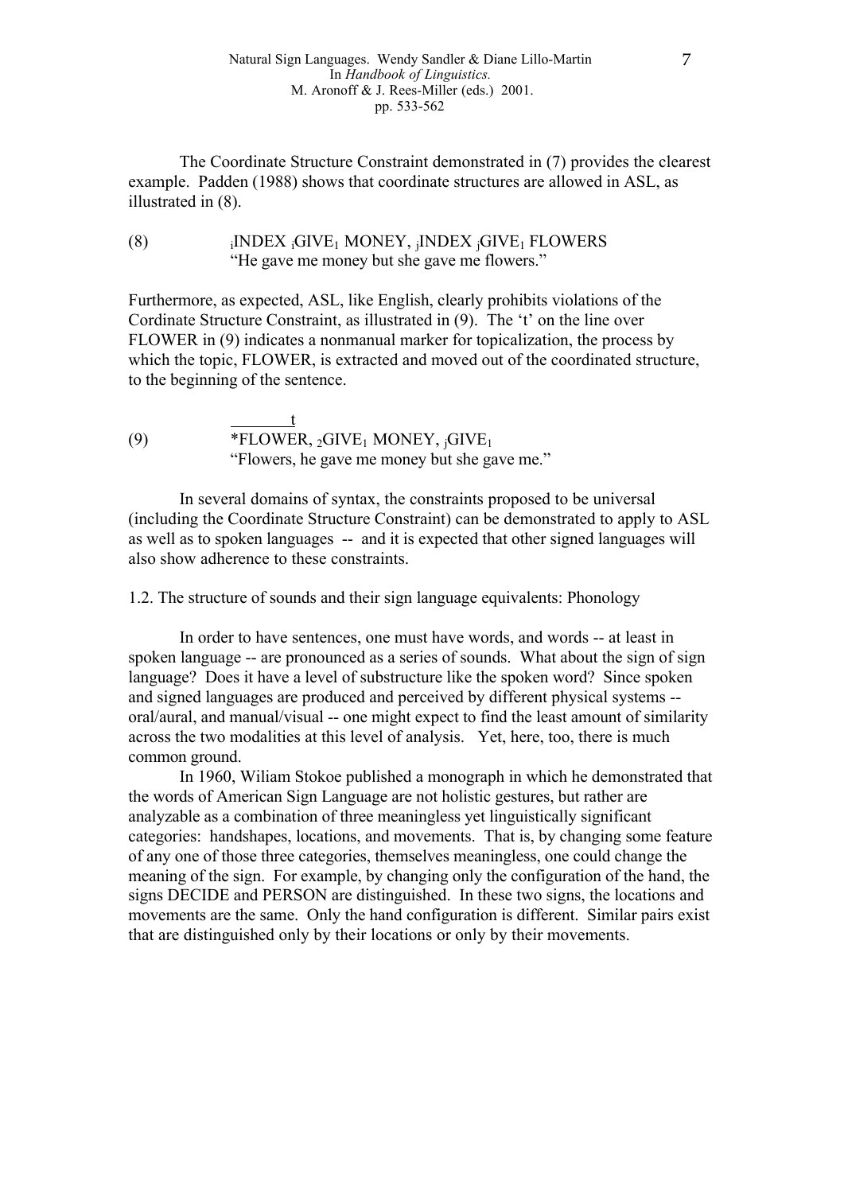The Coordinate Structure Constraint demonstrated in (7) provides the clearest example. Padden (1988) shows that coordinate structures are allowed in ASL, as illustrated in (8).

(8) $_{i}$INDEX $_{i}$GIVE$_{1}$ MONEY, $_{j}$INDEX $_{j}$GIVE$_{1}$ FLOWERS
"He gave me money but she gave me flowers."

Furthermore, as expected, ASL, like English, clearly prohibits violations of the Cordinate Structure Constraint, as illustrated in (9). The 't' on the line over FLOWER in (9) indicates a nonmanual marker for topicalization, the process by which the topic, FLOWER, is extracted and moved out of the coordinated structure, to the beginning of the sentence.

(9) $\overline{\text{*FLOWER}}^{\,t}$, $_{2}$GIVE$_{1}$ MONEY, $_{j}$GIVE$_{1}$
"Flowers, he gave me money but she gave me."

In several domains of syntax, the constraints proposed to be universal (including the Coordinate Structure Constraint) can be demonstrated to apply to ASL as well as to spoken languages -- and it is expected that other signed languages will also show adherence to these constraints.

## 1.2. The structure of sounds and their sign language equivalents: Phonology

In order to have sentences, one must have words, and words -- at least in spoken language -- are pronounced as a series of sounds. What about the sign of sign language? Does it have a level of substructure like the spoken word? Since spoken and signed languages are produced and perceived by different physical systems -- oral/aural, and manual/visual -- one might expect to find the least amount of similarity across the two modalities at this level of analysis. Yet, here, too, there is much common ground.

In 1960, Wiliam Stokoe published a monograph in which he demonstrated that the words of American Sign Language are not holistic gestures, but rather are analyzable as a combination of three meaningless yet linguistically significant categories: handshapes, locations, and movements. That is, by changing some feature of any one of those three categories, themselves meaningless, one could change the meaning of the sign. For example, by changing only the configuration of the hand, the signs DECIDE and PERSON are distinguished. In these two signs, the locations and movements are the same. Only the hand configuration is different. Similar pairs exist that are distinguished only by their locations or only by their movements.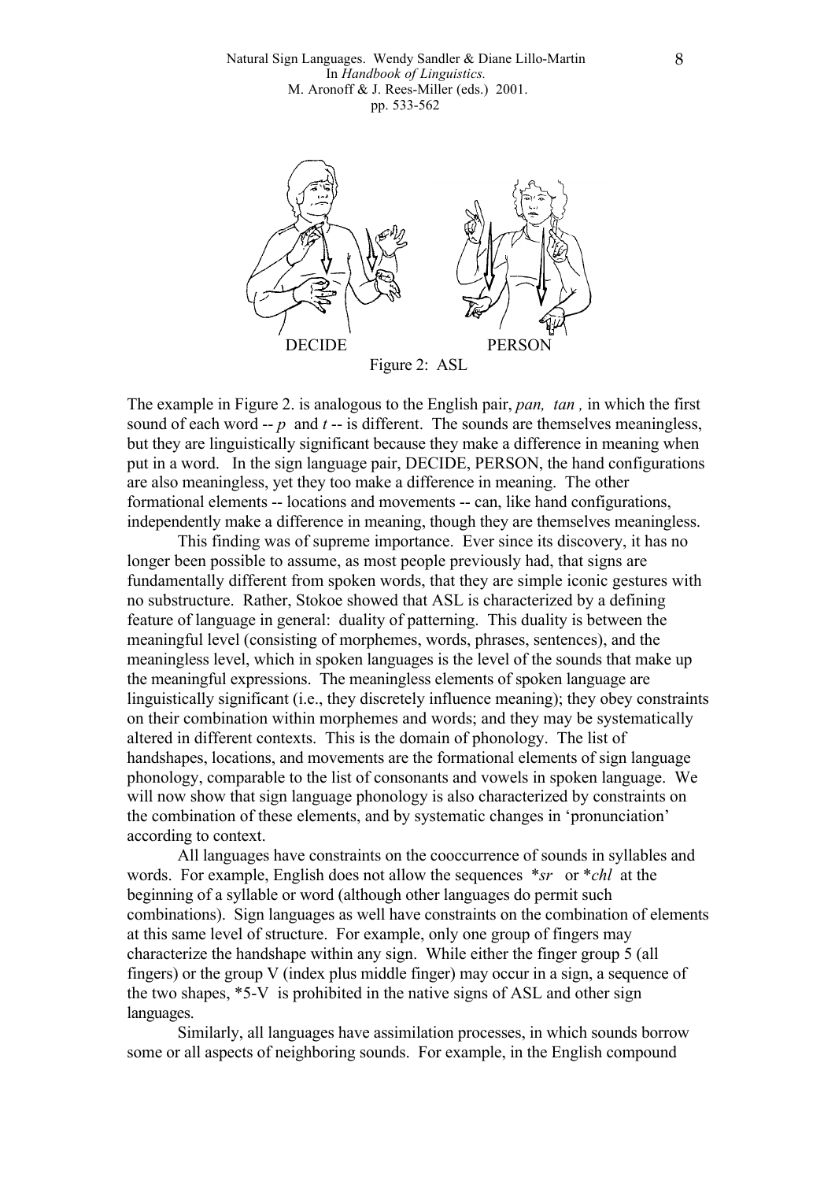DECIDE PERSON

Figure 2: ASL

The example in Figure 2. is analogous to the English pair, *pan, tan ,* in which the first sound of each word -- *p* and *t* -- is different. The sounds are themselves meaningless, but they are linguistically significant because they make a difference in meaning when put in a word. In the sign language pair, DECIDE, PERSON, the hand configurations are also meaningless, yet they too make a difference in meaning. The other formational elements -- locations and movements -- can, like hand configurations, independently make a difference in meaning, though they are themselves meaningless.

This finding was of supreme importance. Ever since its discovery, it has no longer been possible to assume, as most people previously had, that signs are fundamentally different from spoken words, that they are simple iconic gestures with no substructure. Rather, Stokoe showed that ASL is characterized by a defining feature of language in general: duality of patterning. This duality is between the meaningful level (consisting of morphemes, words, phrases, sentences), and the meaningless level, which in spoken languages is the level of the sounds that make up the meaningful expressions. The meaningless elements of spoken language are linguistically significant (i.e., they discretely influence meaning); they obey constraints on their combination within morphemes and words; and they may be systematically altered in different contexts. This is the domain of phonology. The list of handshapes, locations, and movements are the formational elements of sign language phonology, comparable to the list of consonants and vowels in spoken language. We will now show that sign language phonology is also characterized by constraints on the combination of these elements, and by systematic changes in 'pronunciation' according to context.

All languages have constraints on the cooccurrence of sounds in syllables and words. For example, English does not allow the sequences *\*sr* or *\*chl* at the beginning of a syllable or word (although other languages do permit such combinations). Sign languages as well have constraints on the combination of elements at this same level of structure. For example, only one group of fingers may characterize the handshape within any sign. While either the finger group 5 (all fingers) or the group V (index plus middle finger) may occur in a sign, a sequence of the two shapes, \*5-V is prohibited in the native signs of ASL and other sign languages.

Similarly, all languages have assimilation processes, in which sounds borrow some or all aspects of neighboring sounds. For example, in the English compound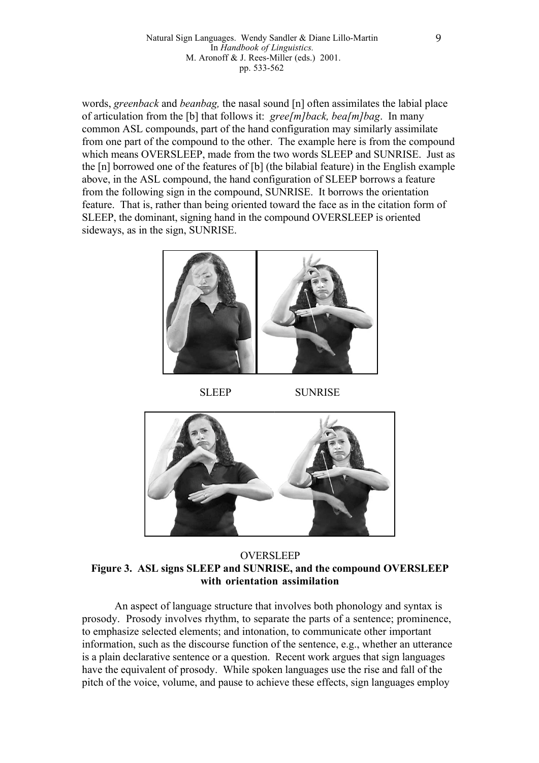words, *greenback* and *beanbag,* the nasal sound [n] often assimilates the labial place of articulation from the [b] that follows it: *gree[m]back, bea[m]bag*. In many common ASL compounds, part of the hand configuration may similarly assimilate from one part of the compound to the other. The example here is from the compound which means OVERSLEEP, made from the two words SLEEP and SUNRISE. Just as the [n] borrowed one of the features of [b] (the bilabial feature) in the English example above, in the ASL compound, the hand configuration of SLEEP borrows a feature from the following sign in the compound, SUNRISE. It borrows the orientation feature. That is, rather than being oriented toward the face as in the citation form of SLEEP, the dominant, signing hand in the compound OVERSLEEP is oriented sideways, as in the sign, SUNRISE.

SLEEP SUNRISE

OVERSLEEP

**Figure 3. ASL signs SLEEP and SUNRISE, and the compound OVERSLEEP with orientation assimilation**

An aspect of language structure that involves both phonology and syntax is prosody. Prosody involves rhythm, to separate the parts of a sentence; prominence, to emphasize selected elements; and intonation, to communicate other important information, such as the discourse function of the sentence, e.g., whether an utterance is a plain declarative sentence or a question. Recent work argues that sign languages have the equivalent of prosody. While spoken languages use the rise and fall of the pitch of the voice, volume, and pause to achieve these effects, sign languages employ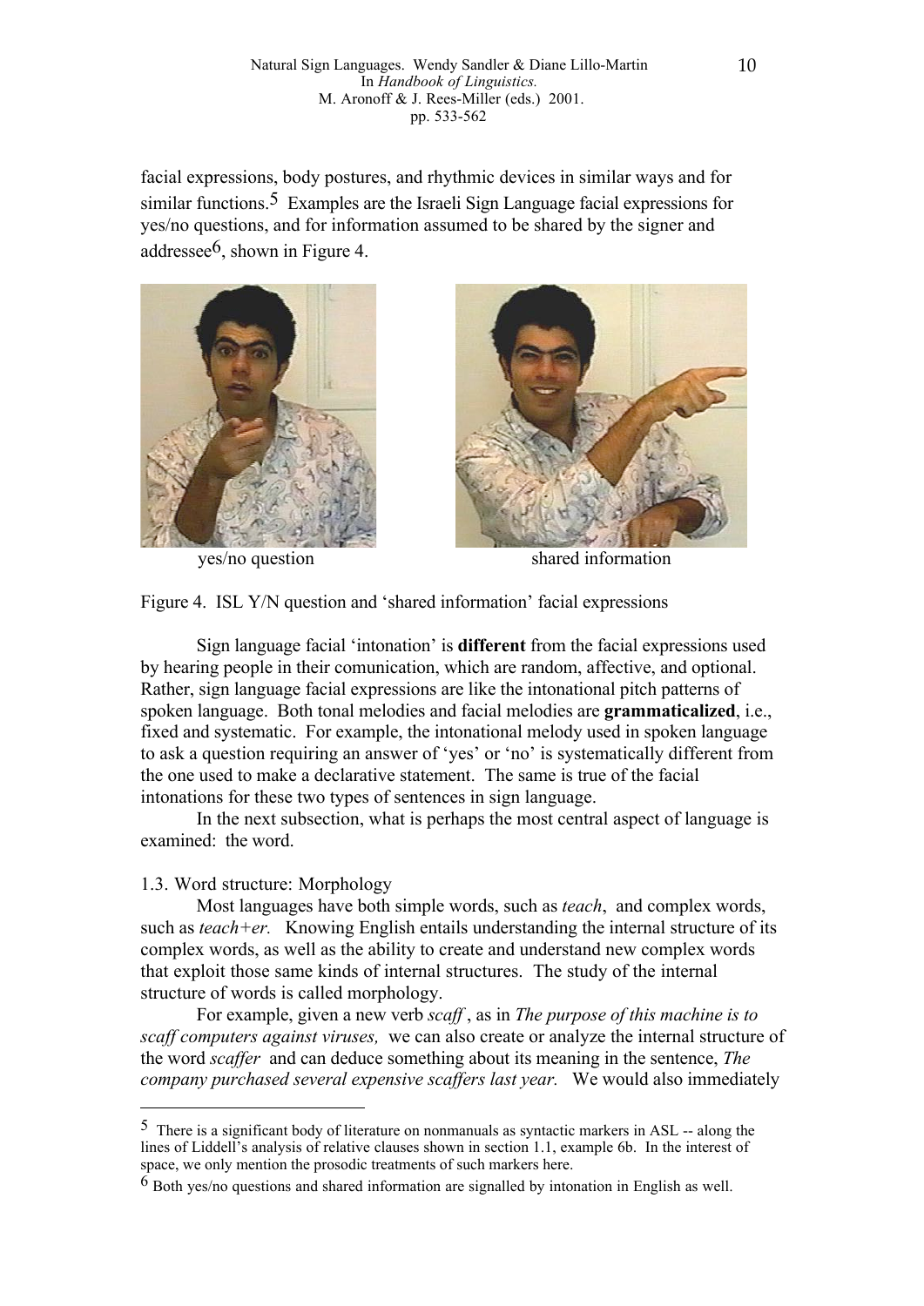facial expressions, body postures, and rhythmic devices in similar ways and for similar functions.[5] Examples are the Israeli Sign Language facial expressions for yes/no questions, and for information assumed to be shared by the signer and addressee[6], shown in Figure 4.

yes/no question shared information

Figure 4. ISL Y/N question and 'shared information' facial expressions

Sign language facial 'intonation' is **different** from the facial expressions used by hearing people in their comunication, which are random, affective, and optional. Rather, sign language facial expressions are like the intonational pitch patterns of spoken language. Both tonal melodies and facial melodies are **grammaticalized**, i.e., fixed and systematic. For example, the intonational melody used in spoken language to ask a question requiring an answer of 'yes' or 'no' is systematically different from the one used to make a declarative statement. The same is true of the facial intonations for these two types of sentences in sign language.

In the next subsection, what is perhaps the most central aspect of language is examined: the word.

## 1.3. Word structure: Morphology

Most languages have both simple words, such as *teach*, and complex words, such as *teach+er.* Knowing English entails understanding the internal structure of its complex words, as well as the ability to create and understand new complex words that exploit those same kinds of internal structures. The study of the internal structure of words is called morphology.

For example, given a new verb *scaff* , as in *The purpose of this machine is to scaff computers against viruses,* we can also create or analyze the internal structure of the word *scaffer* and can deduce something about its meaning in the sentence, *The company purchased several expensive scaffers last year.* We would also immediately

---

[5] There is a significant body of literature on nonmanuals as syntactic markers in ASL -- along the lines of Liddell's analysis of relative clauses shown in section 1.1, example 6b. In the interest of space, we only mention the prosodic treatments of such markers here.

[6] Both yes/no questions and shared information are signalled by intonation in English as well.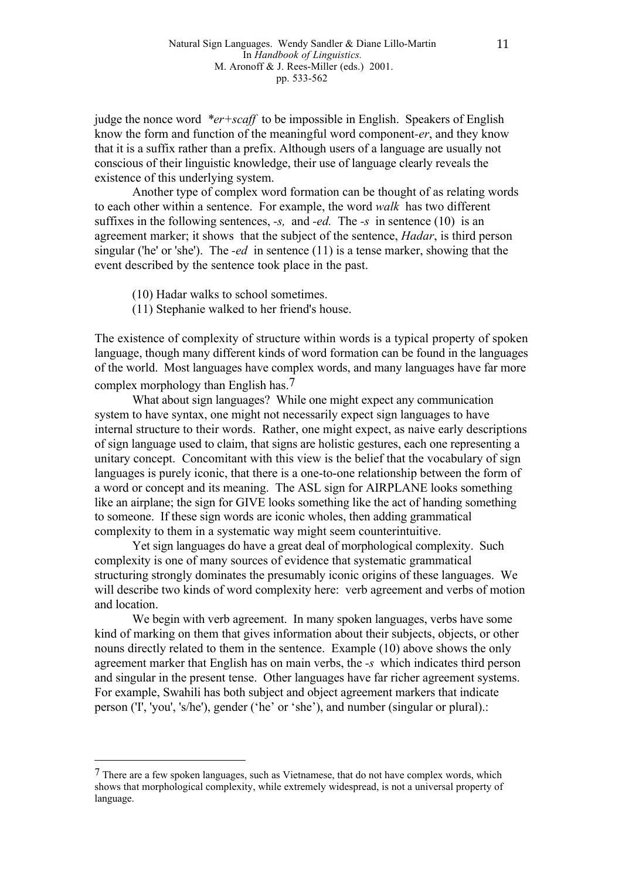judge the nonce word *\*er+scaff* to be impossible in English. Speakers of English know the form and function of the meaningful word component-*er*, and they know that it is a suffix rather than a prefix. Although users of a language are usually not conscious of their linguistic knowledge, their use of language clearly reveals the existence of this underlying system.

Another type of complex word formation can be thought of as relating words to each other within a sentence. For example, the word *walk* has two different suffixes in the following sentences, *-s,* and *-ed.* The *-s* in sentence (10) is an agreement marker; it shows that the subject of the sentence, *Hadar*, is third person singular ('he' or 'she'). The *-ed* in sentence (11) is a tense marker, showing that the event described by the sentence took place in the past.

(10) Hadar walks to school sometimes.
(11) Stephanie walked to her friend's house.

The existence of complexity of structure within words is a typical property of spoken language, though many different kinds of word formation can be found in the languages of the world. Most languages have complex words, and many languages have far more complex morphology than English has.[7]

What about sign languages? While one might expect any communication system to have syntax, one might not necessarily expect sign languages to have internal structure to their words. Rather, one might expect, as naive early descriptions of sign language used to claim, that signs are holistic gestures, each one representing a unitary concept. Concomitant with this view is the belief that the vocabulary of sign languages is purely iconic, that there is a one-to-one relationship between the form of a word or concept and its meaning. The ASL sign for AIRPLANE looks something like an airplane; the sign for GIVE looks something like the act of handing something to someone. If these sign words are iconic wholes, then adding grammatical complexity to them in a systematic way might seem counterintuitive.

Yet sign languages do have a great deal of morphological complexity. Such complexity is one of many sources of evidence that systematic grammatical structuring strongly dominates the presumably iconic origins of these languages. We will describe two kinds of word complexity here: verb agreement and verbs of motion and location.

We begin with verb agreement. In many spoken languages, verbs have some kind of marking on them that gives information about their subjects, objects, or other nouns directly related to them in the sentence. Example (10) above shows the only agreement marker that English has on main verbs, the *-s* which indicates third person and singular in the present tense. Other languages have far richer agreement systems. For example, Swahili has both subject and object agreement markers that indicate person ('I', 'you', 's/he'), gender ('he' or 'she'), and number (singular or plural).:

---

[7] There are a few spoken languages, such as Vietnamese, that do not have complex words, which shows that morphological complexity, while extremely widespread, is not a universal property of language.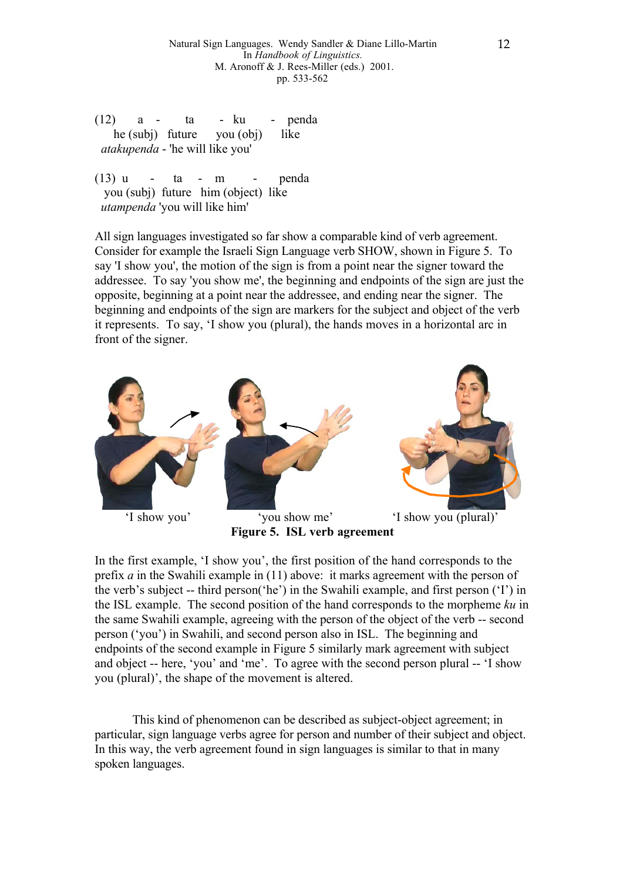(12) a - ta - ku - penda
he (subj) future you (obj) like
*atakupenda* - 'he will like you'

(13) u - ta - m - penda
you (subj) future him (object) like
*utampenda* 'you will like him'

All sign languages investigated so far show a comparable kind of verb agreement. Consider for example the Israeli Sign Language verb SHOW, shown in Figure 5. To say 'I show you', the motion of the sign is from a point near the signer toward the addressee. To say 'you show me', the beginning and endpoints of the sign are just the opposite, beginning at a point near the addressee, and ending near the signer. The beginning and endpoints of the sign are markers for the subject and object of the verb it represents. To say, 'I show you (plural), the hands moves in a horizontal arc in front of the signer.

'I show you' 'you show me' 'I show you (plural)'

**Figure 5. ISL verb agreement**

In the first example, 'I show you', the first position of the hand corresponds to the prefix *a* in the Swahili example in (11) above: it marks agreement with the person of the verb's subject -- third person('he') in the Swahili example, and first person ('I') in the ISL example. The second position of the hand corresponds to the morpheme *ku* in the same Swahili example, agreeing with the person of the object of the verb -- second person ('you') in Swahili, and second person also in ISL. The beginning and endpoints of the second example in Figure 5 similarly mark agreement with subject and object -- here, 'you' and 'me'. To agree with the second person plural -- 'I show you (plural)', the shape of the movement is altered.

This kind of phenomenon can be described as subject-object agreement; in particular, sign language verbs agree for person and number of their subject and object. In this way, the verb agreement found in sign languages is similar to that in many spoken languages.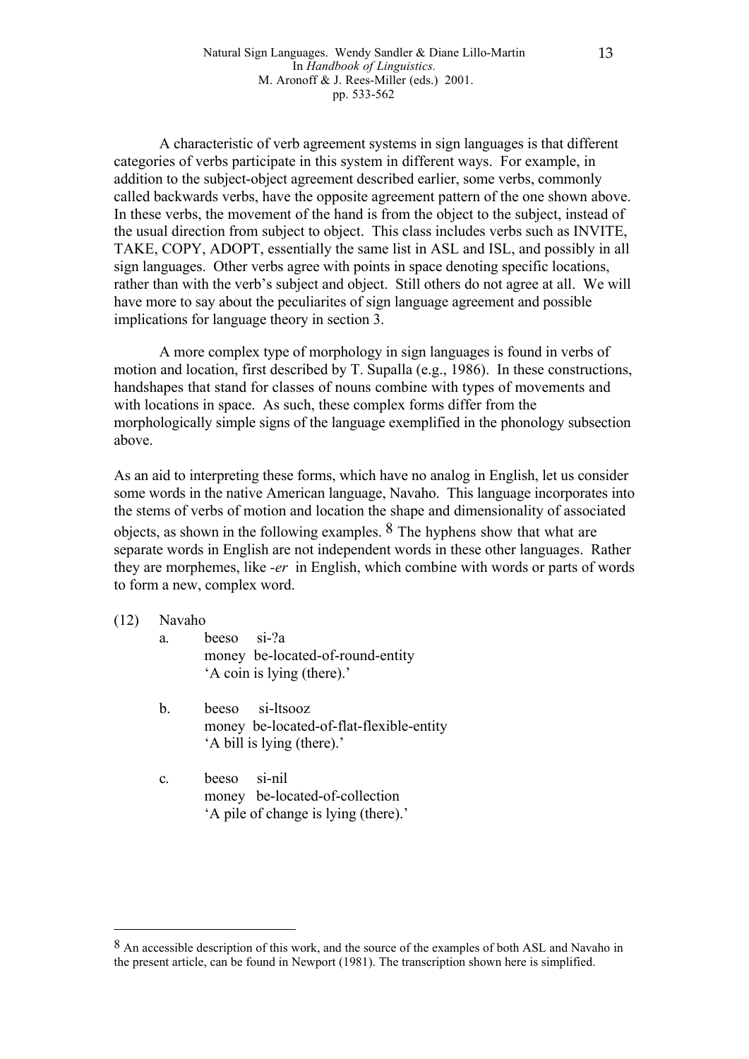A characteristic of verb agreement systems in sign languages is that different categories of verbs participate in this system in different ways. For example, in addition to the subject-object agreement described earlier, some verbs, commonly called backwards verbs, have the opposite agreement pattern of the one shown above. In these verbs, the movement of the hand is from the object to the subject, instead of the usual direction from subject to object. This class includes verbs such as INVITE, TAKE, COPY, ADOPT, essentially the same list in ASL and ISL, and possibly in all sign languages. Other verbs agree with points in space denoting specific locations, rather than with the verb's subject and object. Still others do not agree at all. We will have more to say about the peculiarites of sign language agreement and possible implications for language theory in section 3.

A more complex type of morphology in sign languages is found in verbs of motion and location, first described by T. Supalla (e.g., 1986). In these constructions, handshapes that stand for classes of nouns combine with types of movements and with locations in space. As such, these complex forms differ from the morphologically simple signs of the language exemplified in the phonology subsection above.

As an aid to interpreting these forms, which have no analog in English, let us consider some words in the native American language, Navaho. This language incorporates into the stems of verbs of motion and location the shape and dimensionality of associated objects, as shown in the following examples. [8] The hyphens show that what are separate words in English are not independent words in these other languages. Rather they are morphemes, like *-er* in English, which combine with words or parts of words to form a new, complex word.

(12) Navaho

a. beeso si-?a
money be-located-of-round-entity
'A coin is lying (there).'

b. beeso si-ltsooz
money be-located-of-flat-flexible-entity
'A bill is lying (there).'

c. beeso si-nil
money be-located-of-collection
'A pile of change is lying (there).'

---

[8] An accessible description of this work, and the source of the examples of both ASL and Navaho in the present article, can be found in Newport (1981). The transcription shown here is simplified.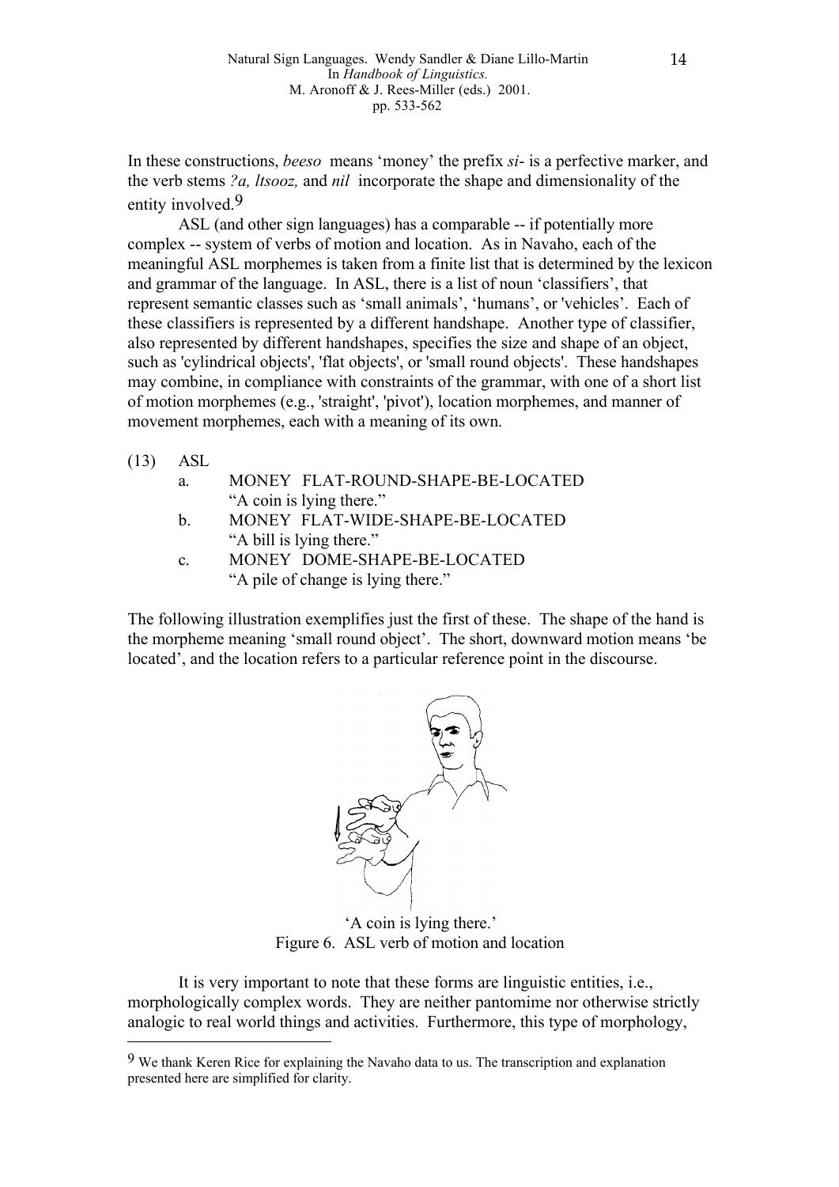In these constructions, *beeso* means 'money' the prefix *si-* is a perfective marker, and the verb stems *?a, ltsooz,* and *nil* incorporate the shape and dimensionality of the entity involved.[9]

ASL (and other sign languages) has a comparable -- if potentially more complex -- system of verbs of motion and location. As in Navaho, each of the meaningful ASL morphemes is taken from a finite list that is determined by the lexicon and grammar of the language. In ASL, there is a list of noun 'classifiers', that represent semantic classes such as 'small animals', 'humans', or 'vehicles'. Each of these classifiers is represented by a different handshape. Another type of classifier, also represented by different handshapes, specifies the size and shape of an object, such as 'cylindrical objects', 'flat objects', or 'small round objects'. These handshapes may combine, in compliance with constraints of the grammar, with one of a short list of motion morphemes (e.g., 'straight', 'pivot'), location morphemes, and manner of movement morphemes, each with a meaning of its own.

(13) ASL

a. MONEY FLAT-ROUND-SHAPE-BE-LOCATED
"A coin is lying there."

b. MONEY FLAT-WIDE-SHAPE-BE-LOCATED
"A bill is lying there."

c. MONEY DOME-SHAPE-BE-LOCATED
"A pile of change is lying there."

The following illustration exemplifies just the first of these. The shape of the hand is the morpheme meaning 'small round object'. The short, downward motion means 'be located', and the location refers to a particular reference point in the discourse.

'A coin is lying there.'
Figure 6. ASL verb of motion and location

It is very important to note that these forms are linguistic entities, i.e., morphologically complex words. They are neither pantomime nor otherwise strictly analogic to real world things and activities. Furthermore, this type of morphology,

[9] We thank Keren Rice for explaining the Navaho data to us. The transcription and explanation presented here are simplified for clarity.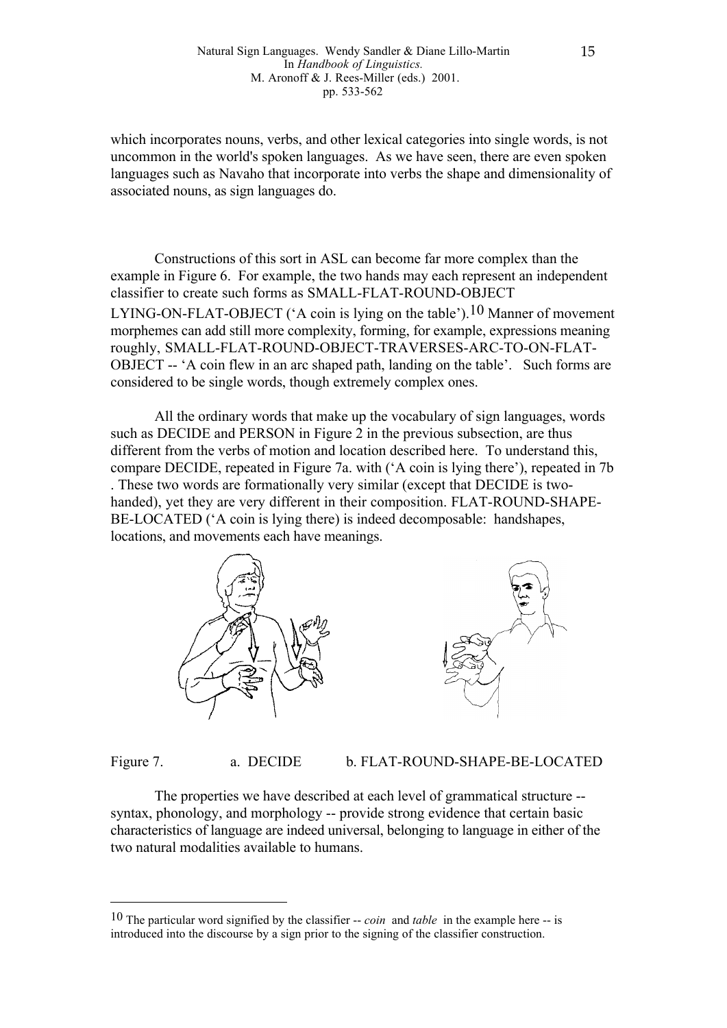which incorporates nouns, verbs, and other lexical categories into single words, is not uncommon in the world's spoken languages. As we have seen, there are even spoken languages such as Navaho that incorporate into verbs the shape and dimensionality of associated nouns, as sign languages do.

Constructions of this sort in ASL can become far more complex than the example in Figure 6. For example, the two hands may each represent an independent classifier to create such forms as SMALL-FLAT-ROUND-OBJECT LYING-ON-FLAT-OBJECT ('A coin is lying on the table').[10] Manner of movement morphemes can add still more complexity, forming, for example, expressions meaning roughly, SMALL-FLAT-ROUND-OBJECT-TRAVERSES-ARC-TO-ON-FLAT-OBJECT -- 'A coin flew in an arc shaped path, landing on the table'. Such forms are considered to be single words, though extremely complex ones.

All the ordinary words that make up the vocabulary of sign languages, words such as DECIDE and PERSON in Figure 2 in the previous subsection, are thus different from the verbs of motion and location described here. To understand this, compare DECIDE, repeated in Figure 7a. with ('A coin is lying there'), repeated in 7b . These two words are formationally very similar (except that DECIDE is two-handed), yet they are very different in their composition. FLAT-ROUND-SHAPE-BE-LOCATED ('A coin is lying there) is indeed decomposable: handshapes, locations, and movements each have meanings.

Figure 7. a. DECIDE b. FLAT-ROUND-SHAPE-BE-LOCATED

The properties we have described at each level of grammatical structure -- syntax, phonology, and morphology -- provide strong evidence that certain basic characteristics of language are indeed universal, belonging to language in either of the two natural modalities available to humans.

---

[10] The particular word signified by the classifier -- *coin* and *table* in the example here -- is introduced into the discourse by a sign prior to the signing of the classifier construction.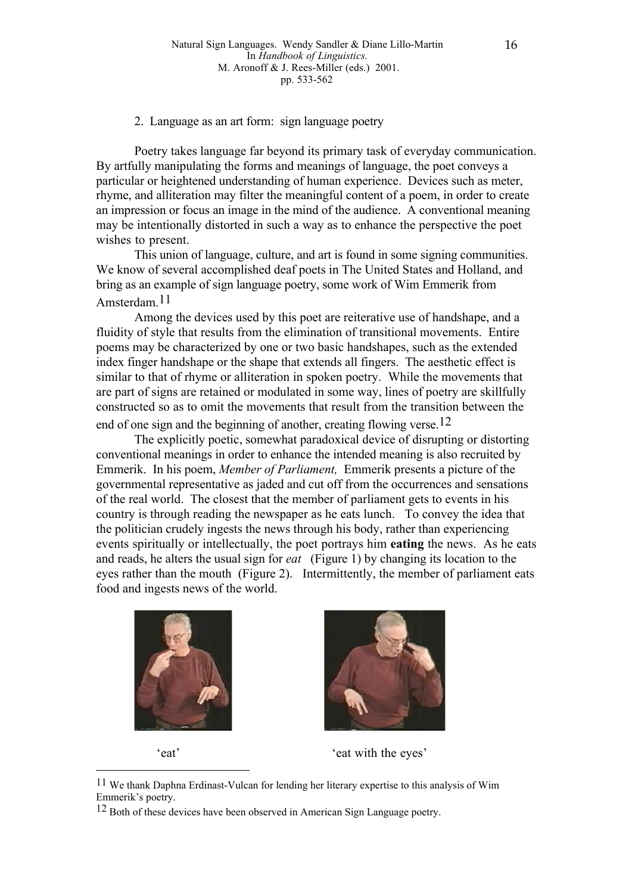2. Language as an art form: sign language poetry

Poetry takes language far beyond its primary task of everyday communication. By artfully manipulating the forms and meanings of language, the poet conveys a particular or heightened understanding of human experience. Devices such as meter, rhyme, and alliteration may filter the meaningful content of a poem, in order to create an impression or focus an image in the mind of the audience. A conventional meaning may be intentionally distorted in such a way as to enhance the perspective the poet wishes to present.

This union of language, culture, and art is found in some signing communities. We know of several accomplished deaf poets in The United States and Holland, and bring as an example of sign language poetry, some work of Wim Emmerik from Amsterdam.[11]

Among the devices used by this poet are reiterative use of handshape, and a fluidity of style that results from the elimination of transitional movements. Entire poems may be characterized by one or two basic handshapes, such as the extended index finger handshape or the shape that extends all fingers. The aesthetic effect is similar to that of rhyme or alliteration in spoken poetry. While the movements that are part of signs are retained or modulated in some way, lines of poetry are skillfully constructed so as to omit the movements that result from the transition between the end of one sign and the beginning of another, creating flowing verse.[12]

The explicitly poetic, somewhat paradoxical device of disrupting or distorting conventional meanings in order to enhance the intended meaning is also recruited by Emmerik. In his poem, *Member of Parliament,* Emmerik presents a picture of the governmental representative as jaded and cut off from the occurrences and sensations of the real world. The closest that the member of parliament gets to events in his country is through reading the newspaper as he eats lunch. To convey the idea that the politician crudely ingests the news through his body, rather than experiencing events spiritually or intellectually, the poet portrays him **eating** the news. As he eats and reads, he alters the usual sign for *eat* (Figure 1) by changing its location to the eyes rather than the mouth (Figure 2). Intermittently, the member of parliament eats food and ingests news of the world.

'eat'

'eat with the eyes'

---

[11] We thank Daphna Erdinast-Vulcan for lending her literary expertise to this analysis of Wim Emmerik's poetry.

[12] Both of these devices have been observed in American Sign Language poetry.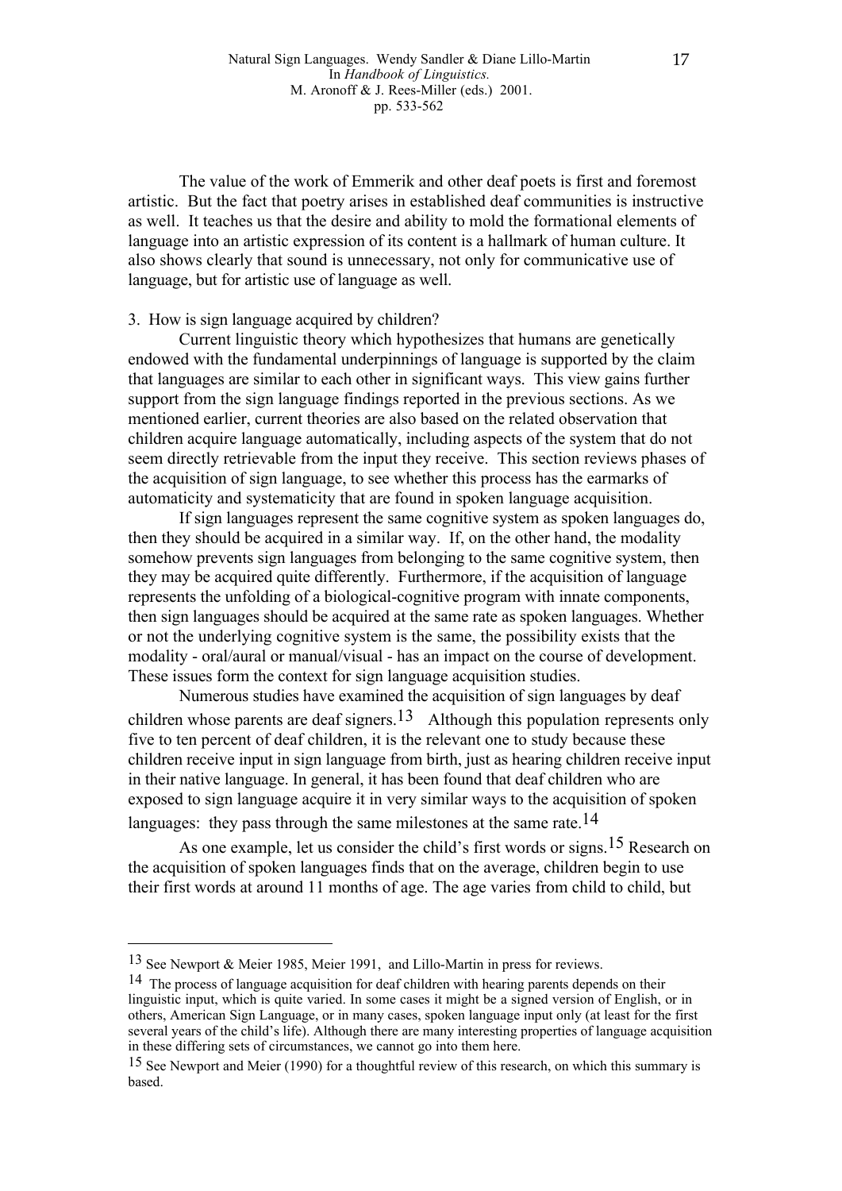The value of the work of Emmerik and other deaf poets is first and foremost artistic. But the fact that poetry arises in established deaf communities is instructive as well. It teaches us that the desire and ability to mold the formational elements of language into an artistic expression of its content is a hallmark of human culture. It also shows clearly that sound is unnecessary, not only for communicative use of language, but for artistic use of language as well.

## 3. How is sign language acquired by children?

Current linguistic theory which hypothesizes that humans are genetically endowed with the fundamental underpinnings of language is supported by the claim that languages are similar to each other in significant ways. This view gains further support from the sign language findings reported in the previous sections. As we mentioned earlier, current theories are also based on the related observation that children acquire language automatically, including aspects of the system that do not seem directly retrievable from the input they receive. This section reviews phases of the acquisition of sign language, to see whether this process has the earmarks of automaticity and systematicity that are found in spoken language acquisition.

If sign languages represent the same cognitive system as spoken languages do, then they should be acquired in a similar way. If, on the other hand, the modality somehow prevents sign languages from belonging to the same cognitive system, then they may be acquired quite differently. Furthermore, if the acquisition of language represents the unfolding of a biological-cognitive program with innate components, then sign languages should be acquired at the same rate as spoken languages. Whether or not the underlying cognitive system is the same, the possibility exists that the modality - oral/aural or manual/visual - has an impact on the course of development. These issues form the context for sign language acquisition studies.

Numerous studies have examined the acquisition of sign languages by deaf children whose parents are deaf signers.[13] Although this population represents only five to ten percent of deaf children, it is the relevant one to study because these children receive input in sign language from birth, just as hearing children receive input in their native language. In general, it has been found that deaf children who are exposed to sign language acquire it in very similar ways to the acquisition of spoken languages: they pass through the same milestones at the same rate.[14]

As one example, let us consider the child's first words or signs.[15] Research on the acquisition of spoken languages finds that on the average, children begin to use their first words at around 11 months of age. The age varies from child to child, but

---

[13] See Newport & Meier 1985, Meier 1991, and Lillo-Martin in press for reviews.

[14] The process of language acquisition for deaf children with hearing parents depends on their linguistic input, which is quite varied. In some cases it might be a signed version of English, or in others, American Sign Language, or in many cases, spoken language input only (at least for the first several years of the child's life). Although there are many interesting properties of language acquisition in these differing sets of circumstances, we cannot go into them here.

[15] See Newport and Meier (1990) for a thoughtful review of this research, on which this summary is based.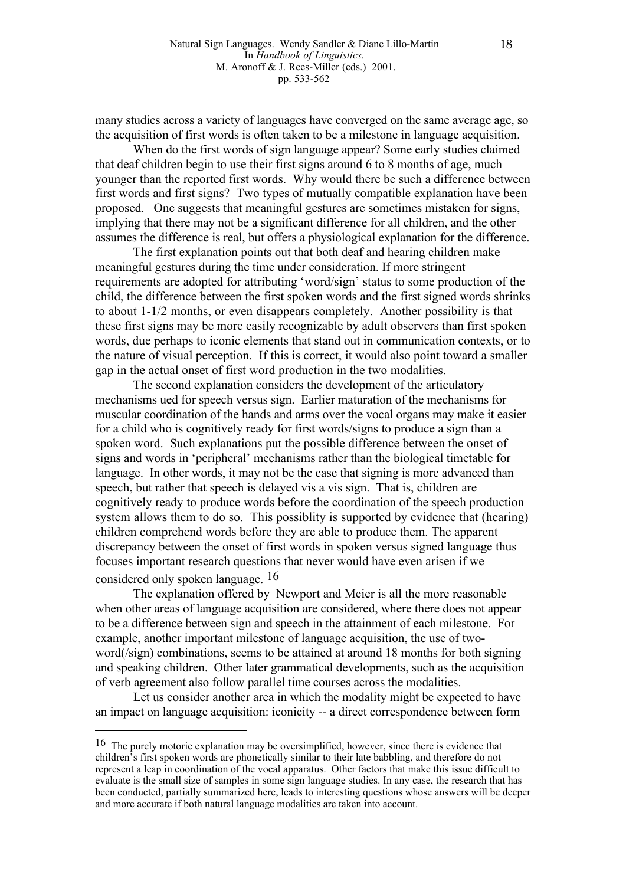many studies across a variety of languages have converged on the same average age, so the acquisition of first words is often taken to be a milestone in language acquisition.

When do the first words of sign language appear? Some early studies claimed that deaf children begin to use their first signs around 6 to 8 months of age, much younger than the reported first words. Why would there be such a difference between first words and first signs? Two types of mutually compatible explanation have been proposed. One suggests that meaningful gestures are sometimes mistaken for signs, implying that there may not be a significant difference for all children, and the other assumes the difference is real, but offers a physiological explanation for the difference.

The first explanation points out that both deaf and hearing children make meaningful gestures during the time under consideration. If more stringent requirements are adopted for attributing 'word/sign' status to some production of the child, the difference between the first spoken words and the first signed words shrinks to about 1-1/2 months, or even disappears completely. Another possibility is that these first signs may be more easily recognizable by adult observers than first spoken words, due perhaps to iconic elements that stand out in communication contexts, or to the nature of visual perception. If this is correct, it would also point toward a smaller gap in the actual onset of first word production in the two modalities.

The second explanation considers the development of the articulatory mechanisms ued for speech versus sign. Earlier maturation of the mechanisms for muscular coordination of the hands and arms over the vocal organs may make it easier for a child who is cognitively ready for first words/signs to produce a sign than a spoken word. Such explanations put the possible difference between the onset of signs and words in 'peripheral' mechanisms rather than the biological timetable for language. In other words, it may not be the case that signing is more advanced than speech, but rather that speech is delayed vis a vis sign. That is, children are cognitively ready to produce words before the coordination of the speech production system allows them to do so. This possiblity is supported by evidence that (hearing) children comprehend words before they are able to produce them. The apparent discrepancy between the onset of first words in spoken versus signed language thus focuses important research questions that never would have even arisen if we considered only spoken language. [16]

The explanation offered by Newport and Meier is all the more reasonable when other areas of language acquisition are considered, where there does not appear to be a difference between sign and speech in the attainment of each milestone. For example, another important milestone of language acquisition, the use of two-word(/sign) combinations, seems to be attained at around 18 months for both signing and speaking children. Other later grammatical developments, such as the acquisition of verb agreement also follow parallel time courses across the modalities.

Let us consider another area in which the modality might be expected to have an impact on language acquisition: iconicity -- a direct correspondence between form

---

[16] The purely motoric explanation may be oversimplified, however, since there is evidence that children's first spoken words are phonetically similar to their late babbling, and therefore do not represent a leap in coordination of the vocal apparatus. Other factors that make this issue difficult to evaluate is the small size of samples in some sign language studies. In any case, the research that has been conducted, partially summarized here, leads to interesting questions whose answers will be deeper and more accurate if both natural language modalities are taken into account.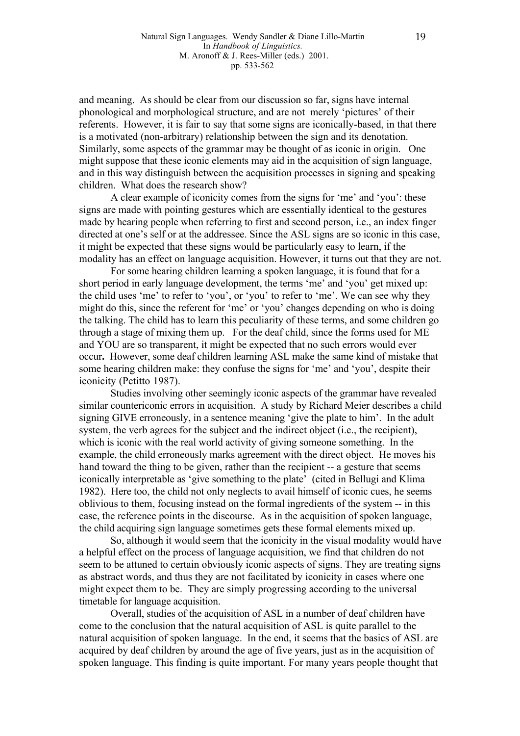and meaning. As should be clear from our discussion so far, signs have internal phonological and morphological structure, and are not merely 'pictures' of their referents. However, it is fair to say that some signs are iconically-based, in that there is a motivated (non-arbitrary) relationship between the sign and its denotation. Similarly, some aspects of the grammar may be thought of as iconic in origin. One might suppose that these iconic elements may aid in the acquisition of sign language, and in this way distinguish between the acquisition processes in signing and speaking children. What does the research show?

A clear example of iconicity comes from the signs for 'me' and 'you': these signs are made with pointing gestures which are essentially identical to the gestures made by hearing people when referring to first and second person, i.e., an index finger directed at one's self or at the addressee. Since the ASL signs are so iconic in this case, it might be expected that these signs would be particularly easy to learn, if the modality has an effect on language acquisition. However, it turns out that they are not.

For some hearing children learning a spoken language, it is found that for a short period in early language development, the terms 'me' and 'you' get mixed up: the child uses 'me' to refer to 'you', or 'you' to refer to 'me'. We can see why they might do this, since the referent for 'me' or 'you' changes depending on who is doing the talking. The child has to learn this peculiarity of these terms, and some children go through a stage of mixing them up. For the deaf child, since the forms used for ME and YOU are so transparent, it might be expected that no such errors would ever occur**.** However, some deaf children learning ASL make the same kind of mistake that some hearing children make: they confuse the signs for 'me' and 'you', despite their iconicity (Petitto 1987).

Studies involving other seemingly iconic aspects of the grammar have revealed similar countericonic errors in acquisition. A study by Richard Meier describes a child signing GIVE erroneously, in a sentence meaning 'give the plate to him'. In the adult system, the verb agrees for the subject and the indirect object (i.e., the recipient), which is iconic with the real world activity of giving someone something. In the example, the child erroneously marks agreement with the direct object. He moves his hand toward the thing to be given, rather than the recipient -- a gesture that seems iconically interpretable as 'give something to the plate' (cited in Bellugi and Klima 1982). Here too, the child not only neglects to avail himself of iconic cues, he seems oblivious to them, focusing instead on the formal ingredients of the system -- in this case, the reference points in the discourse. As in the acquisition of spoken language, the child acquiring sign language sometimes gets these formal elements mixed up.

So, although it would seem that the iconicity in the visual modality would have a helpful effect on the process of language acquisition, we find that children do not seem to be attuned to certain obviously iconic aspects of signs. They are treating signs as abstract words, and thus they are not facilitated by iconicity in cases where one might expect them to be. They are simply progressing according to the universal timetable for language acquisition.

Overall, studies of the acquisition of ASL in a number of deaf children have come to the conclusion that the natural acquisition of ASL is quite parallel to the natural acquisition of spoken language. In the end, it seems that the basics of ASL are acquired by deaf children by around the age of five years, just as in the acquisition of spoken language. This finding is quite important. For many years people thought that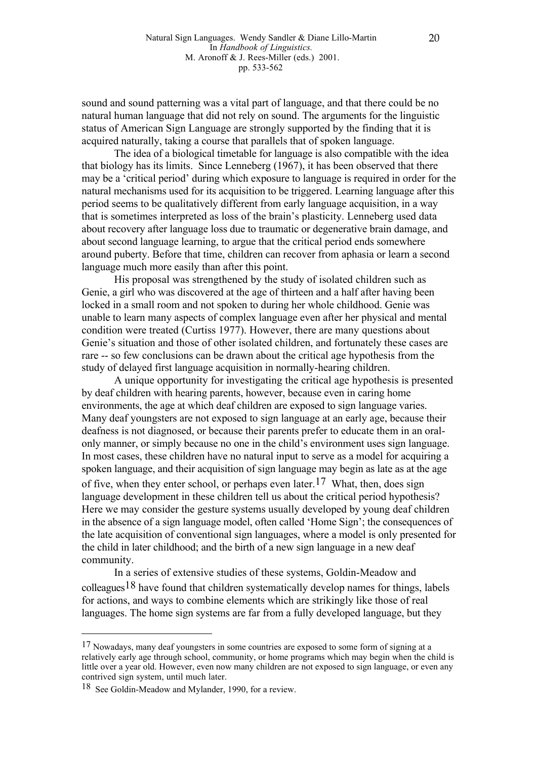sound and sound patterning was a vital part of language, and that there could be no natural human language that did not rely on sound. The arguments for the linguistic status of American Sign Language are strongly supported by the finding that it is acquired naturally, taking a course that parallels that of spoken language.

The idea of a biological timetable for language is also compatible with the idea that biology has its limits. Since Lenneberg (1967), it has been observed that there may be a 'critical period' during which exposure to language is required in order for the natural mechanisms used for its acquisition to be triggered. Learning language after this period seems to be qualitatively different from early language acquisition, in a way that is sometimes interpreted as loss of the brain's plasticity. Lenneberg used data about recovery after language loss due to traumatic or degenerative brain damage, and about second language learning, to argue that the critical period ends somewhere around puberty. Before that time, children can recover from aphasia or learn a second language much more easily than after this point.

His proposal was strengthened by the study of isolated children such as Genie, a girl who was discovered at the age of thirteen and a half after having been locked in a small room and not spoken to during her whole childhood. Genie was unable to learn many aspects of complex language even after her physical and mental condition were treated (Curtiss 1977). However, there are many questions about Genie's situation and those of other isolated children, and fortunately these cases are rare -- so few conclusions can be drawn about the critical age hypothesis from the study of delayed first language acquisition in normally-hearing children.

A unique opportunity for investigating the critical age hypothesis is presented by deaf children with hearing parents, however, because even in caring home environments, the age at which deaf children are exposed to sign language varies. Many deaf youngsters are not exposed to sign language at an early age, because their deafness is not diagnosed, or because their parents prefer to educate them in an oral-only manner, or simply because no one in the child's environment uses sign language. In most cases, these children have no natural input to serve as a model for acquiring a spoken language, and their acquisition of sign language may begin as late as at the age of five, when they enter school, or perhaps even later.[17] What, then, does sign language development in these children tell us about the critical period hypothesis? Here we may consider the gesture systems usually developed by young deaf children in the absence of a sign language model, often called 'Home Sign'; the consequences of the late acquisition of conventional sign languages, where a model is only presented for the child in later childhood; and the birth of a new sign language in a new deaf community.

In a series of extensive studies of these systems, Goldin-Meadow and colleagues[18] have found that children systematically develop names for things, labels for actions, and ways to combine elements which are strikingly like those of real languages. The home sign systems are far from a fully developed language, but they

---

[17] Nowadays, many deaf youngsters in some countries are exposed to some form of signing at a relatively early age through school, community, or home programs which may begin when the child is little over a year old. However, even now many children are not exposed to sign language, or even any contrived sign system, until much later.

[18] See Goldin-Meadow and Mylander, 1990, for a review.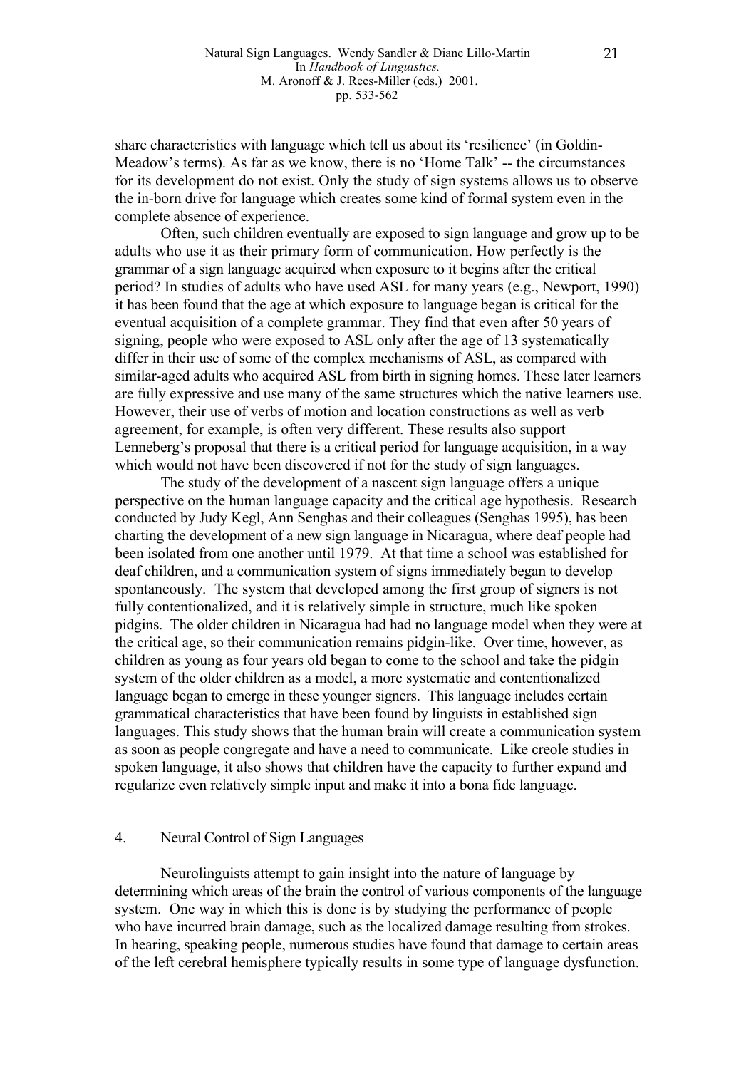share characteristics with language which tell us about its 'resilience' (in Goldin-Meadow's terms). As far as we know, there is no 'Home Talk' -- the circumstances for its development do not exist. Only the study of sign systems allows us to observe the in-born drive for language which creates some kind of formal system even in the complete absence of experience.

Often, such children eventually are exposed to sign language and grow up to be adults who use it as their primary form of communication. How perfectly is the grammar of a sign language acquired when exposure to it begins after the critical period? In studies of adults who have used ASL for many years (e.g., Newport, 1990) it has been found that the age at which exposure to language began is critical for the eventual acquisition of a complete grammar. They find that even after 50 years of signing, people who were exposed to ASL only after the age of 13 systematically differ in their use of some of the complex mechanisms of ASL, as compared with similar-aged adults who acquired ASL from birth in signing homes. These later learners are fully expressive and use many of the same structures which the native learners use. However, their use of verbs of motion and location constructions as well as verb agreement, for example, is often very different. These results also support Lenneberg's proposal that there is a critical period for language acquisition, in a way which would not have been discovered if not for the study of sign languages.

The study of the development of a nascent sign language offers a unique perspective on the human language capacity and the critical age hypothesis. Research conducted by Judy Kegl, Ann Senghas and their colleagues (Senghas 1995), has been charting the development of a new sign language in Nicaragua, where deaf people had been isolated from one another until 1979. At that time a school was established for deaf children, and a communication system of signs immediately began to develop spontaneously. The system that developed among the first group of signers is not fully contentionalized, and it is relatively simple in structure, much like spoken pidgins. The older children in Nicaragua had had no language model when they were at the critical age, so their communication remains pidgin-like. Over time, however, as children as young as four years old began to come to the school and take the pidgin system of the older children as a model, a more systematic and contentionalized language began to emerge in these younger signers. This language includes certain grammatical characteristics that have been found by linguists in established sign languages. This study shows that the human brain will create a communication system as soon as people congregate and have a need to communicate. Like creole studies in spoken language, it also shows that children have the capacity to further expand and regularize even relatively simple input and make it into a bona fide language.

## 4. Neural Control of Sign Languages

Neurolinguists attempt to gain insight into the nature of language by determining which areas of the brain the control of various components of the language system. One way in which this is done is by studying the performance of people who have incurred brain damage, such as the localized damage resulting from strokes. In hearing, speaking people, numerous studies have found that damage to certain areas of the left cerebral hemisphere typically results in some type of language dysfunction.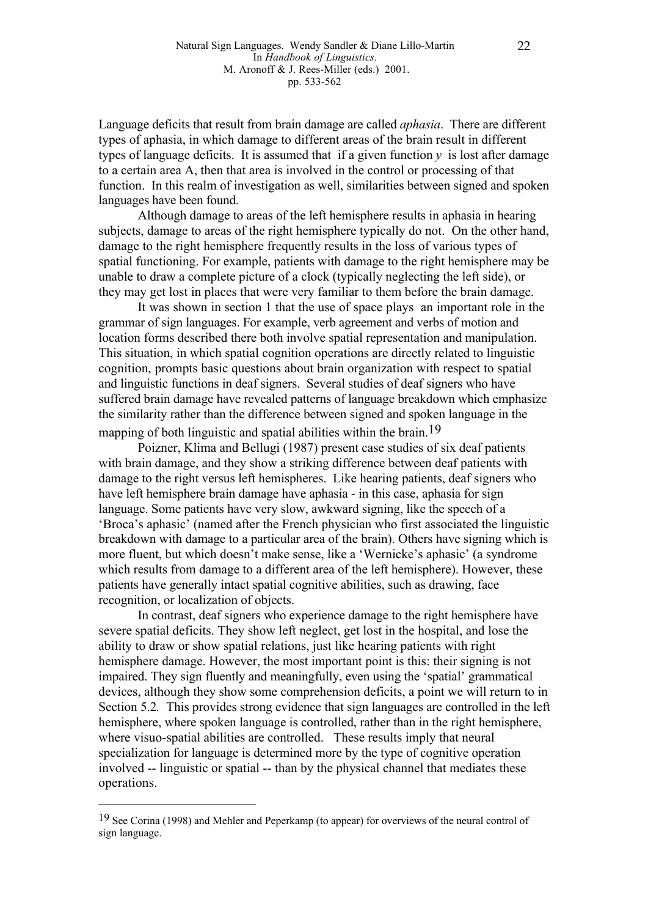Language deficits that result from brain damage are called *aphasia*. There are different types of aphasia, in which damage to different areas of the brain result in different types of language deficits. It is assumed that if a given function *y* is lost after damage to a certain area A, then that area is involved in the control or processing of that function. In this realm of investigation as well, similarities between signed and spoken languages have been found.

Although damage to areas of the left hemisphere results in aphasia in hearing subjects, damage to areas of the right hemisphere typically do not. On the other hand, damage to the right hemisphere frequently results in the loss of various types of spatial functioning. For example, patients with damage to the right hemisphere may be unable to draw a complete picture of a clock (typically neglecting the left side), or they may get lost in places that were very familiar to them before the brain damage.

It was shown in section 1 that the use of space plays an important role in the grammar of sign languages. For example, verb agreement and verbs of motion and location forms described there both involve spatial representation and manipulation. This situation, in which spatial cognition operations are directly related to linguistic cognition, prompts basic questions about brain organization with respect to spatial and linguistic functions in deaf signers. Several studies of deaf signers who have suffered brain damage have revealed patterns of language breakdown which emphasize the similarity rather than the difference between signed and spoken language in the mapping of both linguistic and spatial abilities within the brain.[19]

Poizner, Klima and Bellugi (1987) present case studies of six deaf patients with brain damage, and they show a striking difference between deaf patients with damage to the right versus left hemispheres. Like hearing patients, deaf signers who have left hemisphere brain damage have aphasia - in this case, aphasia for sign language. Some patients have very slow, awkward signing, like the speech of a 'Broca's aphasic' (named after the French physician who first associated the linguistic breakdown with damage to a particular area of the brain). Others have signing which is more fluent, but which doesn't make sense, like a 'Wernicke's aphasic' (a syndrome which results from damage to a different area of the left hemisphere). However, these patients have generally intact spatial cognitive abilities, such as drawing, face recognition, or localization of objects.

In contrast, deaf signers who experience damage to the right hemisphere have severe spatial deficits. They show left neglect, get lost in the hospital, and lose the ability to draw or show spatial relations, just like hearing patients with right hemisphere damage. However, the most important point is this: their signing is not impaired. They sign fluently and meaningfully, even using the 'spatial' grammatical devices, although they show some comprehension deficits, a point we will return to in Section 5.2. This provides strong evidence that sign languages are controlled in the left hemisphere, where spoken language is controlled, rather than in the right hemisphere, where visuo-spatial abilities are controlled. These results imply that neural specialization for language is determined more by the type of cognitive operation involved -- linguistic or spatial -- than by the physical channel that mediates these operations.

---

[19] See Corina (1998) and Mehler and Peperkamp (to appear) for overviews of the neural control of sign language.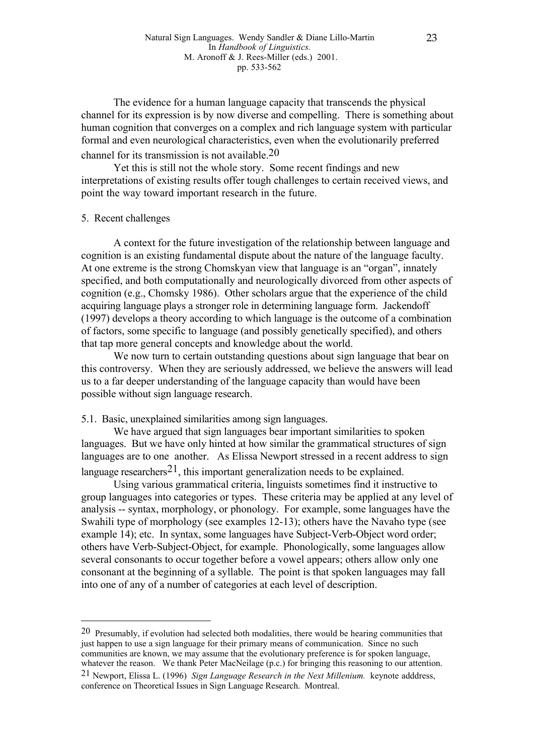The evidence for a human language capacity that transcends the physical channel for its expression is by now diverse and compelling. There is something about human cognition that converges on a complex and rich language system with particular formal and even neurological characteristics, even when the evolutionarily preferred channel for its transmission is not available.[20]

Yet this is still not the whole story. Some recent findings and new interpretations of existing results offer tough challenges to certain received views, and point the way toward important research in the future.

## 5. Recent challenges

A context for the future investigation of the relationship between language and cognition is an existing fundamental dispute about the nature of the language faculty. At one extreme is the strong Chomskyan view that language is an "organ", innately specified, and both computationally and neurologically divorced from other aspects of cognition (e.g., Chomsky 1986). Other scholars argue that the experience of the child acquiring language plays a stronger role in determining language form. Jackendoff (1997) develops a theory according to which language is the outcome of a combination of factors, some specific to language (and possibly genetically specified), and others that tap more general concepts and knowledge about the world.

We now turn to certain outstanding questions about sign language that bear on this controversy. When they are seriously addressed, we believe the answers will lead us to a far deeper understanding of the language capacity than would have been possible without sign language research.

### 5.1. Basic, unexplained similarities among sign languages.

We have argued that sign languages bear important similarities to spoken languages. But we have only hinted at how similar the grammatical structures of sign languages are to one another. As Elissa Newport stressed in a recent address to sign language researchers[21], this important generalization needs to be explained.

Using various grammatical criteria, linguists sometimes find it instructive to group languages into categories or types. These criteria may be applied at any level of analysis -- syntax, morphology, or phonology. For example, some languages have the Swahili type of morphology (see examples 12-13); others have the Navaho type (see example 14); etc. In syntax, some languages have Subject-Verb-Object word order; others have Verb-Subject-Object, for example. Phonologically, some languages allow several consonants to occur together before a vowel appears; others allow only one consonant at the beginning of a syllable. The point is that spoken languages may fall into one of any of a number of categories at each level of description.

---

[20] Presumably, if evolution had selected both modalities, there would be hearing communities that just happen to use a sign language for their primary means of communication. Since no such communities are known, we may assume that the evolutionary preference is for spoken language, whatever the reason. We thank Peter MacNeilage (p.c.) for bringing this reasoning to our attention.

[21] Newport, Elissa L. (1996) *Sign Language Research in the Next Millenium.* keynote adddress, conference on Theoretical Issues in Sign Language Research. Montreal.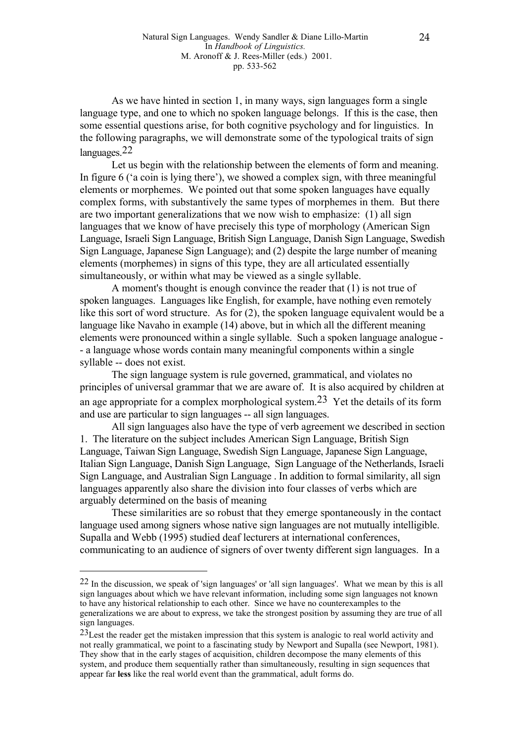As we have hinted in section 1, in many ways, sign languages form a single language type, and one to which no spoken language belongs. If this is the case, then some essential questions arise, for both cognitive psychology and for linguistics. In the following paragraphs, we will demonstrate some of the typological traits of sign languages.[22]

Let us begin with the relationship between the elements of form and meaning. In figure 6 ('a coin is lying there'), we showed a complex sign, with three meaningful elements or morphemes. We pointed out that some spoken languages have equally complex forms, with substantively the same types of morphemes in them. But there are two important generalizations that we now wish to emphasize: (1) all sign languages that we know of have precisely this type of morphology (American Sign Language, Israeli Sign Language, British Sign Language, Danish Sign Language, Swedish Sign Language, Japanese Sign Language); and (2) despite the large number of meaning elements (morphemes) in signs of this type, they are all articulated essentially simultaneously, or within what may be viewed as a single syllable.

A moment's thought is enough convince the reader that (1) is not true of spoken languages. Languages like English, for example, have nothing even remotely like this sort of word structure. As for (2), the spoken language equivalent would be a language like Navaho in example (14) above, but in which all the different meaning elements were pronounced within a single syllable. Such a spoken language analogue -- a language whose words contain many meaningful components within a single syllable -- does not exist.

The sign language system is rule governed, grammatical, and violates no principles of universal grammar that we are aware of. It is also acquired by children at an age appropriate for a complex morphological system.[23] Yet the details of its form and use are particular to sign languages -- all sign languages.

All sign languages also have the type of verb agreement we described in section 1. The literature on the subject includes American Sign Language, British Sign Language, Taiwan Sign Language, Swedish Sign Language, Japanese Sign Language, Italian Sign Language, Danish Sign Language, Sign Language of the Netherlands, Israeli Sign Language, and Australian Sign Language . In addition to formal similarity, all sign languages apparently also share the division into four classes of verbs which are arguably determined on the basis of meaning

These similarities are so robust that they emerge spontaneously in the contact language used among signers whose native sign languages are not mutually intelligible. Supalla and Webb (1995) studied deaf lecturers at international conferences, communicating to an audience of signers of over twenty different sign languages. In a

---

[22] In the discussion, we speak of 'sign languages' or 'all sign languages'. What we mean by this is all sign languages about which we have relevant information, including some sign languages not known to have any historical relationship to each other. Since we have no counterexamples to the generalizations we are about to express, we take the strongest position by assuming they are true of all sign languages.

[23] Lest the reader get the mistaken impression that this system is analogic to real world activity and not really grammatical, we point to a fascinating study by Newport and Supalla (see Newport, 1981). They show that in the early stages of acquisition, children decompose the many elements of this system, and produce them sequentially rather than simultaneously, resulting in sign sequences that appear far **less** like the real world event than the grammatical, adult forms do.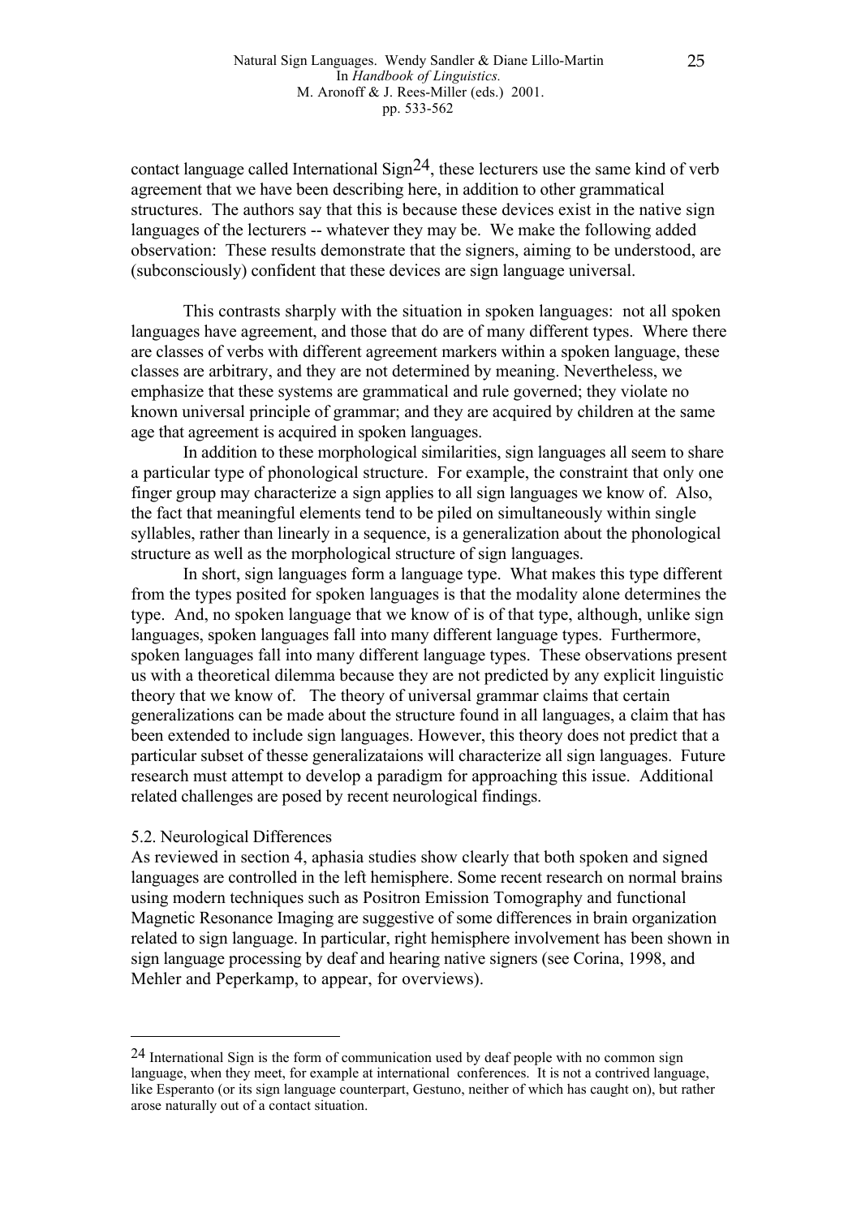contact language called International Sign[24], these lecturers use the same kind of verb agreement that we have been describing here, in addition to other grammatical structures. The authors say that this is because these devices exist in the native sign languages of the lecturers -- whatever they may be. We make the following added observation: These results demonstrate that the signers, aiming to be understood, are (subconsciously) confident that these devices are sign language universal.

This contrasts sharply with the situation in spoken languages: not all spoken languages have agreement, and those that do are of many different types. Where there are classes of verbs with different agreement markers within a spoken language, these classes are arbitrary, and they are not determined by meaning. Nevertheless, we emphasize that these systems are grammatical and rule governed; they violate no known universal principle of grammar; and they are acquired by children at the same age that agreement is acquired in spoken languages.

In addition to these morphological similarities, sign languages all seem to share a particular type of phonological structure. For example, the constraint that only one finger group may characterize a sign applies to all sign languages we know of. Also, the fact that meaningful elements tend to be piled on simultaneously within single syllables, rather than linearly in a sequence, is a generalization about the phonological structure as well as the morphological structure of sign languages.

In short, sign languages form a language type. What makes this type different from the types posited for spoken languages is that the modality alone determines the type. And, no spoken language that we know of is of that type, although, unlike sign languages, spoken languages fall into many different language types. Furthermore, spoken languages fall into many different language types. These observations present us with a theoretical dilemma because they are not predicted by any explicit linguistic theory that we know of. The theory of universal grammar claims that certain generalizations can be made about the structure found in all languages, a claim that has been extended to include sign languages. However, this theory does not predict that a particular subset of thesse generalizataions will characterize all sign languages. Future research must attempt to develop a paradigm for approaching this issue. Additional related challenges are posed by recent neurological findings.

## 5.2. Neurological Differences

As reviewed in section 4, aphasia studies show clearly that both spoken and signed languages are controlled in the left hemisphere. Some recent research on normal brains using modern techniques such as Positron Emission Tomography and functional Magnetic Resonance Imaging are suggestive of some differences in brain organization related to sign language. In particular, right hemisphere involvement has been shown in sign language processing by deaf and hearing native signers (see Corina, 1998, and Mehler and Peperkamp, to appear, for overviews).

---

[24] International Sign is the form of communication used by deaf people with no common sign language, when they meet, for example at international conferences. It is not a contrived language, like Esperanto (or its sign language counterpart, Gestuno, neither of which has caught on), but rather arose naturally out of a contact situation.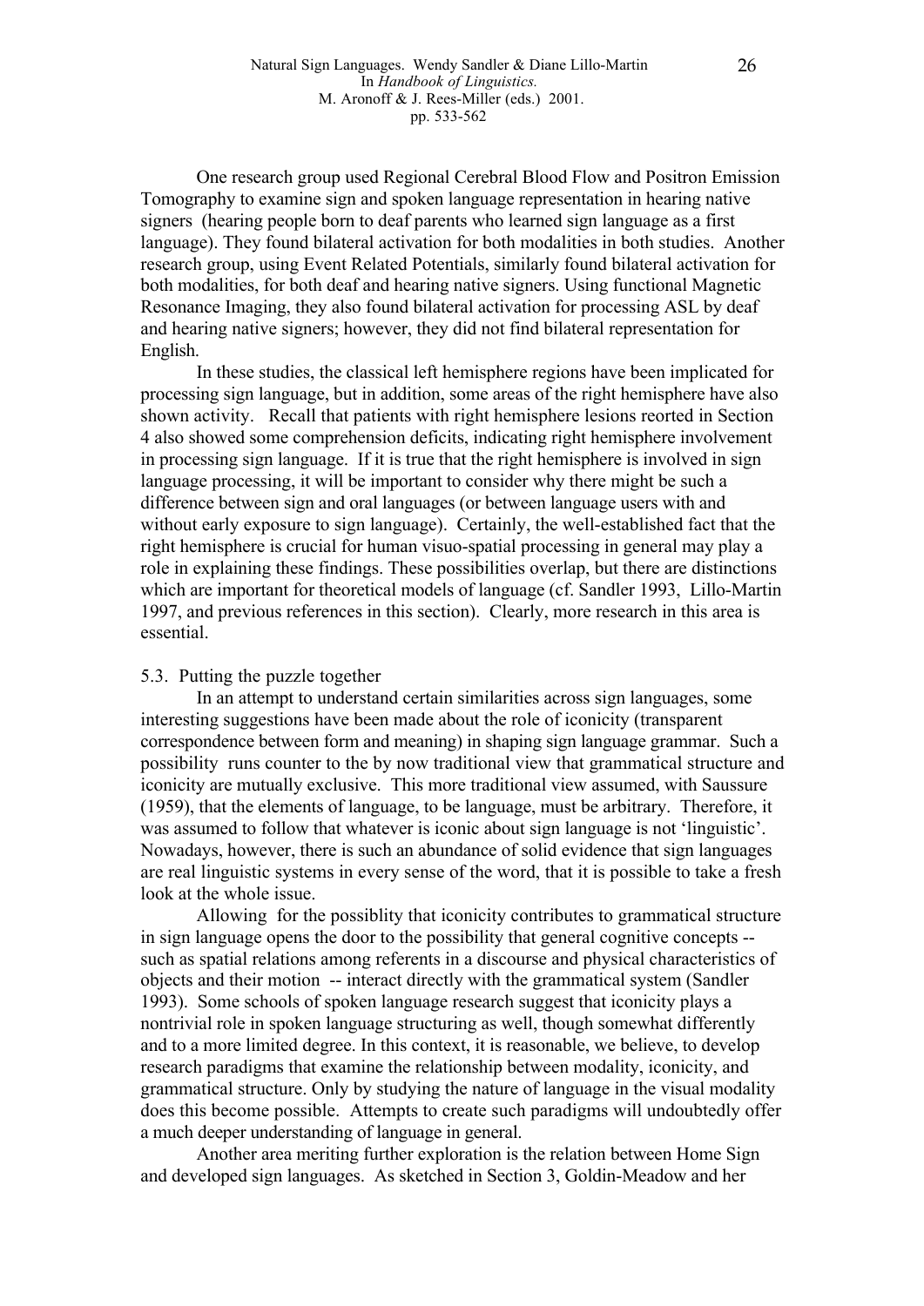One research group used Regional Cerebral Blood Flow and Positron Emission Tomography to examine sign and spoken language representation in hearing native signers (hearing people born to deaf parents who learned sign language as a first language). They found bilateral activation for both modalities in both studies. Another research group, using Event Related Potentials, similarly found bilateral activation for both modalities, for both deaf and hearing native signers. Using functional Magnetic Resonance Imaging, they also found bilateral activation for processing ASL by deaf and hearing native signers; however, they did not find bilateral representation for English.

In these studies, the classical left hemisphere regions have been implicated for processing sign language, but in addition, some areas of the right hemisphere have also shown activity. Recall that patients with right hemisphere lesions reorted in Section 4 also showed some comprehension deficits, indicating right hemisphere involvement in processing sign language. If it is true that the right hemisphere is involved in sign language processing, it will be important to consider why there might be such a difference between sign and oral languages (or between language users with and without early exposure to sign language). Certainly, the well-established fact that the right hemisphere is crucial for human visuo-spatial processing in general may play a role in explaining these findings. These possibilities overlap, but there are distinctions which are important for theoretical models of language (cf. Sandler 1993, Lillo-Martin 1997, and previous references in this section). Clearly, more research in this area is essential.

### 5.3. Putting the puzzle together

In an attempt to understand certain similarities across sign languages, some interesting suggestions have been made about the role of iconicity (transparent correspondence between form and meaning) in shaping sign language grammar. Such a possibility runs counter to the by now traditional view that grammatical structure and iconicity are mutually exclusive. This more traditional view assumed, with Saussure (1959), that the elements of language, to be language, must be arbitrary. Therefore, it was assumed to follow that whatever is iconic about sign language is not 'linguistic'. Nowadays, however, there is such an abundance of solid evidence that sign languages are real linguistic systems in every sense of the word, that it is possible to take a fresh look at the whole issue.

Allowing for the possiblity that iconicity contributes to grammatical structure in sign language opens the door to the possibility that general cognitive concepts -- such as spatial relations among referents in a discourse and physical characteristics of objects and their motion -- interact directly with the grammatical system (Sandler 1993). Some schools of spoken language research suggest that iconicity plays a nontrivial role in spoken language structuring as well, though somewhat differently and to a more limited degree. In this context, it is reasonable, we believe, to develop research paradigms that examine the relationship between modality, iconicity, and grammatical structure. Only by studying the nature of language in the visual modality does this become possible. Attempts to create such paradigms will undoubtedly offer a much deeper understanding of language in general.

Another area meriting further exploration is the relation between Home Sign and developed sign languages. As sketched in Section 3, Goldin-Meadow and her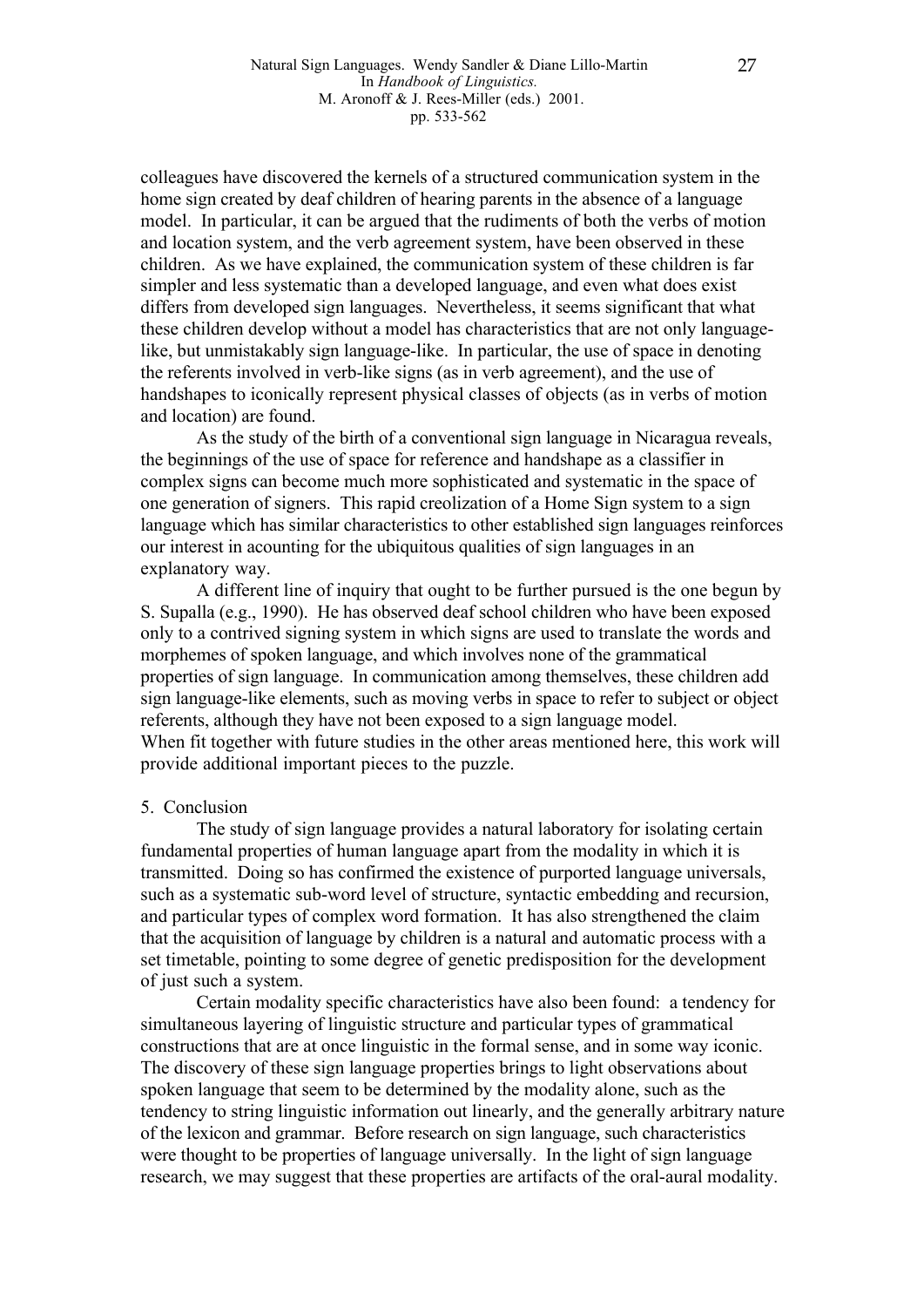colleagues have discovered the kernels of a structured communication system in the home sign created by deaf children of hearing parents in the absence of a language model. In particular, it can be argued that the rudiments of both the verbs of motion and location system, and the verb agreement system, have been observed in these children. As we have explained, the communication system of these children is far simpler and less systematic than a developed language, and even what does exist differs from developed sign languages. Nevertheless, it seems significant that what these children develop without a model has characteristics that are not only language-like, but unmistakably sign language-like. In particular, the use of space in denoting the referents involved in verb-like signs (as in verb agreement), and the use of handshapes to iconically represent physical classes of objects (as in verbs of motion and location) are found.

As the study of the birth of a conventional sign language in Nicaragua reveals, the beginnings of the use of space for reference and handshape as a classifier in complex signs can become much more sophisticated and systematic in the space of one generation of signers. This rapid creolization of a Home Sign system to a sign language which has similar characteristics to other established sign languages reinforces our interest in acounting for the ubiquitous qualities of sign languages in an explanatory way.

A different line of inquiry that ought to be further pursued is the one begun by S. Supalla (e.g., 1990). He has observed deaf school children who have been exposed only to a contrived signing system in which signs are used to translate the words and morphemes of spoken language, and which involves none of the grammatical properties of sign language. In communication among themselves, these children add sign language-like elements, such as moving verbs in space to refer to subject or object referents, although they have not been exposed to a sign language model.
When fit together with future studies in the other areas mentioned here, this work will provide additional important pieces to the puzzle.

## 5. Conclusion

The study of sign language provides a natural laboratory for isolating certain fundamental properties of human language apart from the modality in which it is transmitted. Doing so has confirmed the existence of purported language universals, such as a systematic sub-word level of structure, syntactic embedding and recursion, and particular types of complex word formation. It has also strengthened the claim that the acquisition of language by children is a natural and automatic process with a set timetable, pointing to some degree of genetic predisposition for the development of just such a system.

Certain modality specific characteristics have also been found: a tendency for simultaneous layering of linguistic structure and particular types of grammatical constructions that are at once linguistic in the formal sense, and in some way iconic. The discovery of these sign language properties brings to light observations about spoken language that seem to be determined by the modality alone, such as the tendency to string linguistic information out linearly, and the generally arbitrary nature of the lexicon and grammar. Before research on sign language, such characteristics were thought to be properties of language universally. In the light of sign language research, we may suggest that these properties are artifacts of the oral-aural modality.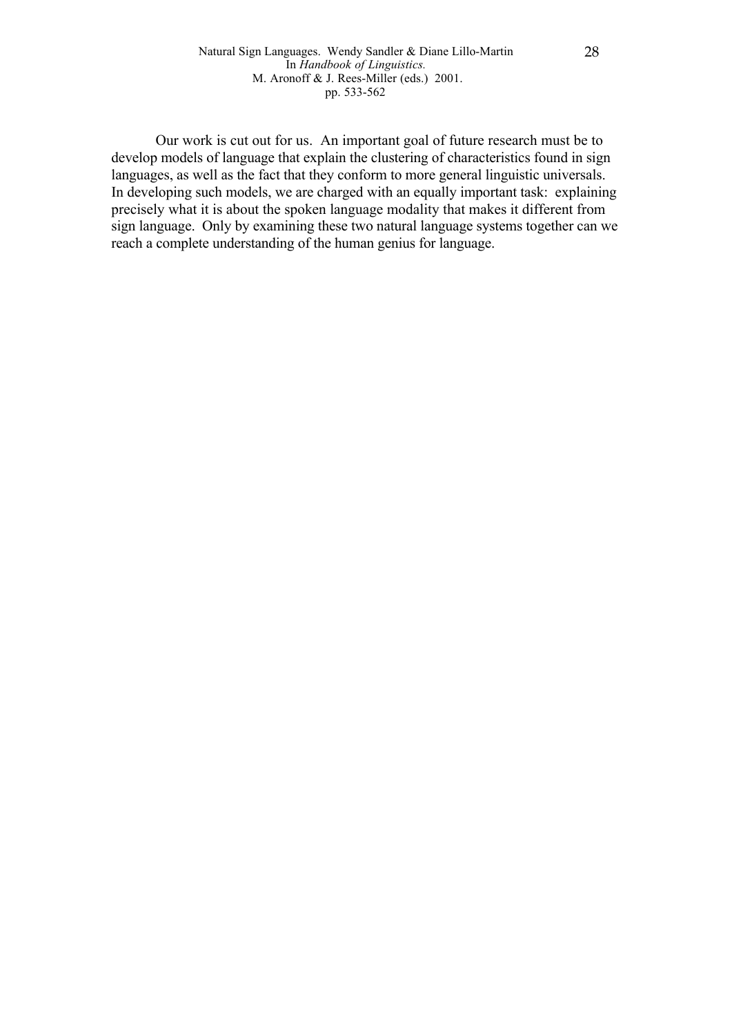Our work is cut out for us. An important goal of future research must be to develop models of language that explain the clustering of characteristics found in sign languages, as well as the fact that they conform to more general linguistic universals. In developing such models, we are charged with an equally important task: explaining precisely what it is about the spoken language modality that makes it different from sign language. Only by examining these two natural language systems together can we reach a complete understanding of the human genius for language.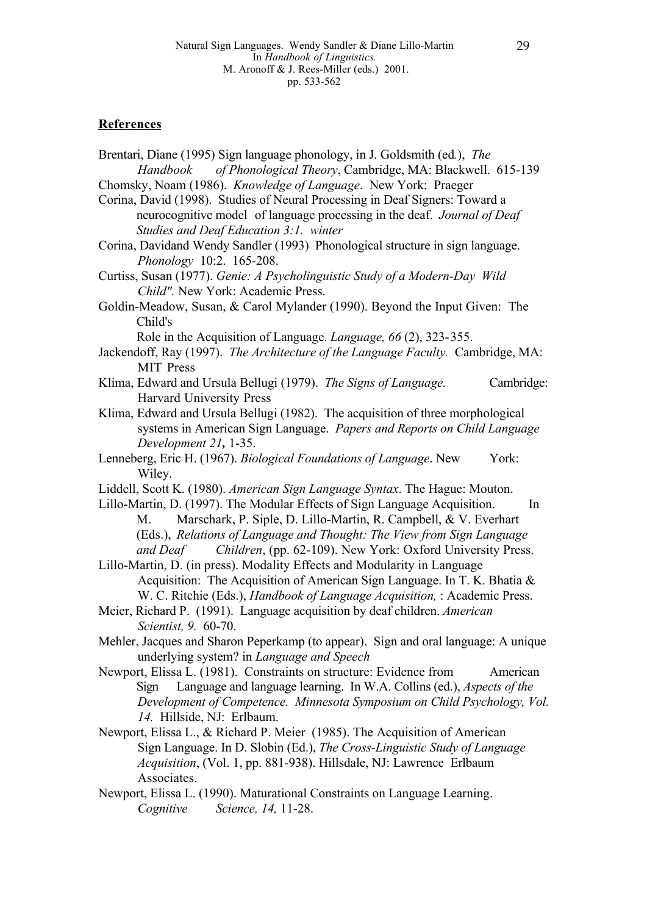## References

Brentari, Diane (1995) Sign language phonology, in J. Goldsmith (ed.), *The Handbook of Phonological Theory*, Cambridge, MA: Blackwell. 615-139

Chomsky, Noam (1986). *Knowledge of Language*. New York: Praeger

Corina, David (1998). Studies of Neural Processing in Deaf Signers: Toward a neurocognitive model of language processing in the deaf. *Journal of Deaf Studies and Deaf Education 3:1. winter*

Corina, Davidand Wendy Sandler (1993) Phonological structure in sign language. *Phonology* 10:2. 165-208.

Curtiss, Susan (1977). *Genie: A Psycholinguistic Study of a Modern-Day Wild Child".* New York: Academic Press.

Goldin-Meadow, Susan, & Carol Mylander (1990). Beyond the Input Given: The Child's Role in the Acquisition of Language. *Language, 66* (2), 323-355.

Jackendoff, Ray (1997). *The Architecture of the Language Faculty.* Cambridge, MA: MIT Press

Klima, Edward and Ursula Bellugi (1979). *The Signs of Language.* Cambridge: Harvard University Press

Klima, Edward and Ursula Bellugi (1982). The acquisition of three morphological systems in American Sign Language. *Papers and Reports on Child Language Development 21***,** 1-35.

Lenneberg, Eric H. (1967). *Biological Foundations of Language*. New York: Wiley.

Liddell, Scott K. (1980). *American Sign Language Syntax*. The Hague: Mouton.

Lillo-Martin, D. (1997). The Modular Effects of Sign Language Acquisition. In M. Marschark, P. Siple, D. Lillo-Martin, R. Campbell, & V. Everhart (Eds.), *Relations of Language and Thought: The View from Sign Language and Deaf Children*, (pp. 62-109). New York: Oxford University Press.

Lillo-Martin, D. (in press). Modality Effects and Modularity in Language Acquisition: The Acquisition of American Sign Language. In T. K. Bhatia & W. C. Ritchie (Eds.), *Handbook of Language Acquisition,* : Academic Press.

Meier, Richard P. (1991). Language acquisition by deaf children. *American Scientist, 9.* 60-70.

Mehler, Jacques and Sharon Peperkamp (to appear). Sign and oral language: A unique underlying system? in *Language and Speech*

Newport, Elissa L. (1981). Constraints on structure: Evidence from American Sign Language and language learning. In W.A. Collins (ed.), *Aspects of the Development of Competence. Minnesota Symposium on Child Psychology, Vol. 14.* Hillside, NJ: Erlbaum.

Newport, Elissa L., & Richard P. Meier (1985). The Acquisition of American Sign Language. In D. Slobin (Ed.), *The Cross-Linguistic Study of Language Acquisition*, (Vol. 1, pp. 881-938). Hillsdale, NJ: Lawrence Erlbaum Associates.

Newport, Elissa L. (1990). Maturational Constraints on Language Learning. *Cognitive Science, 14,* 11-28.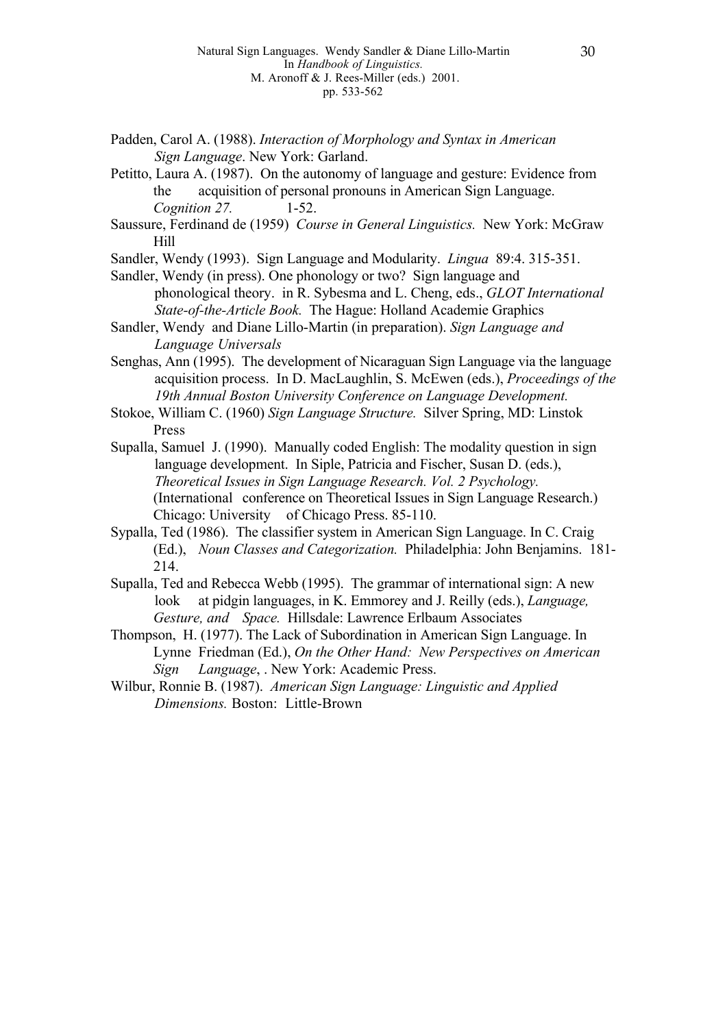Padden, Carol A. (1988). *Interaction of Morphology and Syntax in American Sign Language*. New York: Garland.

Petitto, Laura A. (1987). On the autonomy of language and gesture: Evidence from the acquisition of personal pronouns in American Sign Language. *Cognition 27.* 1-52.

Saussure, Ferdinand de (1959) *Course in General Linguistics.* New York: McGraw Hill

Sandler, Wendy (1993). Sign Language and Modularity. *Lingua* 89:4. 315-351.

Sandler, Wendy (in press). One phonology or two? Sign language and phonological theory. in R. Sybesma and L. Cheng, eds., *GLOT International State-of-the-Article Book.* The Hague: Holland Academie Graphics

Sandler, Wendy and Diane Lillo-Martin (in preparation). *Sign Language and Language Universals*

Senghas, Ann (1995). The development of Nicaraguan Sign Language via the language acquisition process. In D. MacLaughlin, S. McEwen (eds.), *Proceedings of the 19th Annual Boston University Conference on Language Development.*

Stokoe, William C. (1960) *Sign Language Structure.* Silver Spring, MD: Linstok Press

Supalla, Samuel J. (1990). Manually coded English: The modality question in sign language development. In Siple, Patricia and Fischer, Susan D. (eds.), *Theoretical Issues in Sign Language Research. Vol. 2 Psychology.* (International conference on Theoretical Issues in Sign Language Research.) Chicago: University of Chicago Press. 85-110.

Sypalla, Ted (1986). The classifier system in American Sign Language. In C. Craig (Ed.), *Noun Classes and Categorization.* Philadelphia: John Benjamins. 181-214.

Supalla, Ted and Rebecca Webb (1995). The grammar of international sign: A new look at pidgin languages, in K. Emmorey and J. Reilly (eds.), *Language, Gesture, and Space.* Hillsdale: Lawrence Erlbaum Associates

Thompson, H. (1977). The Lack of Subordination in American Sign Language. In Lynne Friedman (Ed.), *On the Other Hand: New Perspectives on American Sign Language*, . New York: Academic Press.

Wilbur, Ronnie B. (1987). *American Sign Language: Linguistic and Applied Dimensions.* Boston: Little-Brown